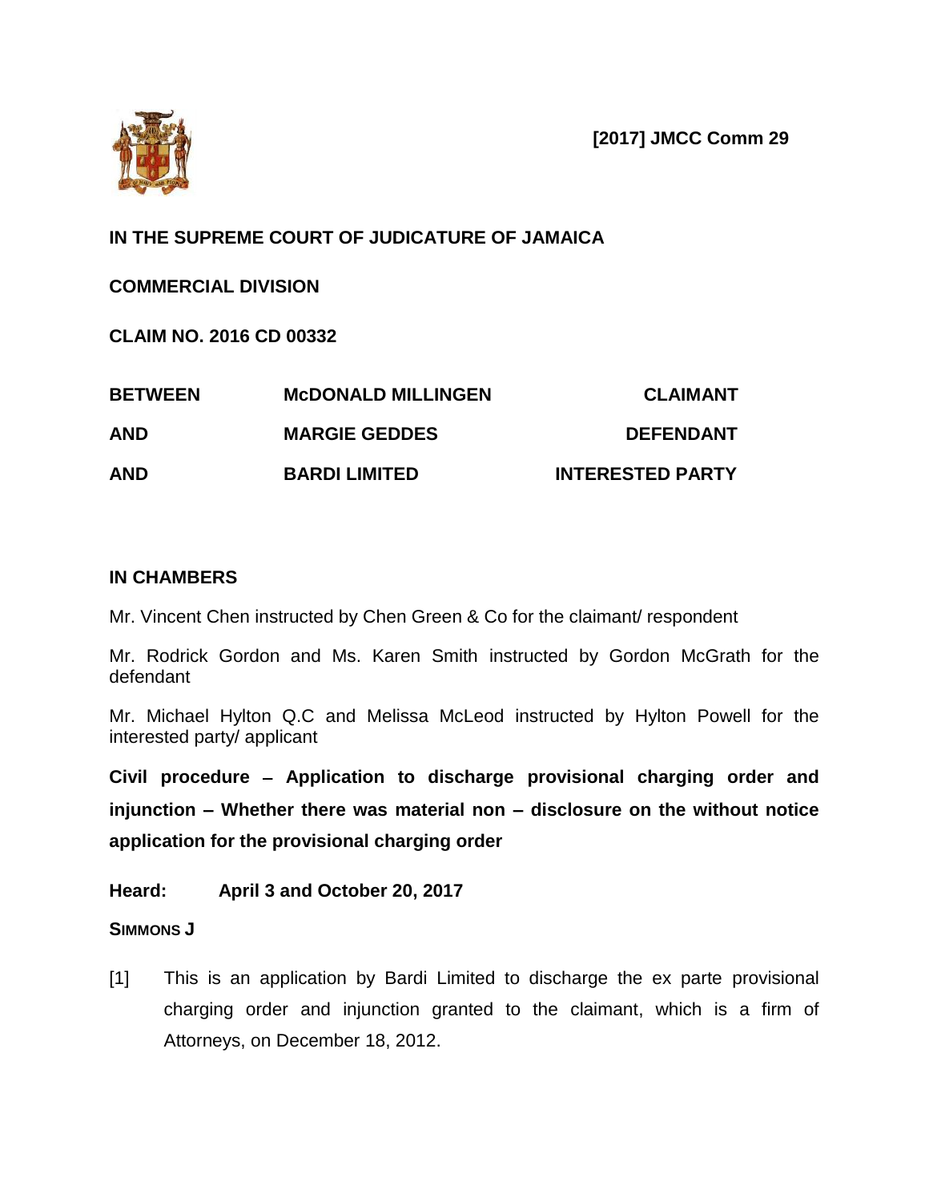**[2017] JMCC Comm 29**

**IN THE SUPREME COURT OF JUDICATURE OF JAMAICA**

**COMMERCIAL DIVISION**

**CLAIM NO. 2016 CD 00332**

| | | |
|---|---|---|
| **BETWEEN** | **McDONALD MILLINGEN** | **CLAIMANT** |
| **AND** | **MARGIE GEDDES** | **DEFENDANT** |
| **AND** | **BARDI LIMITED** | **INTERESTED PARTY** |

**IN CHAMBERS**

Mr. Vincent Chen instructed by Chen Green & Co for the claimant/ respondent

Mr. Rodrick Gordon and Ms. Karen Smith instructed by Gordon McGrath for the defendant

Mr. Michael Hylton Q.C and Melissa McLeod instructed by Hylton Powell for the interested party/ applicant

**Civil procedure – Application to discharge provisional charging order and injunction – Whether there was material non – disclosure on the without notice application for the provisional charging order**

**Heard: April 3 and October 20, 2017**

**SIMMONS J**

[1] This is an application by Bardi Limited to discharge the ex parte provisional charging order and injunction granted to the claimant, which is a firm of Attorneys, on December 18, 2012.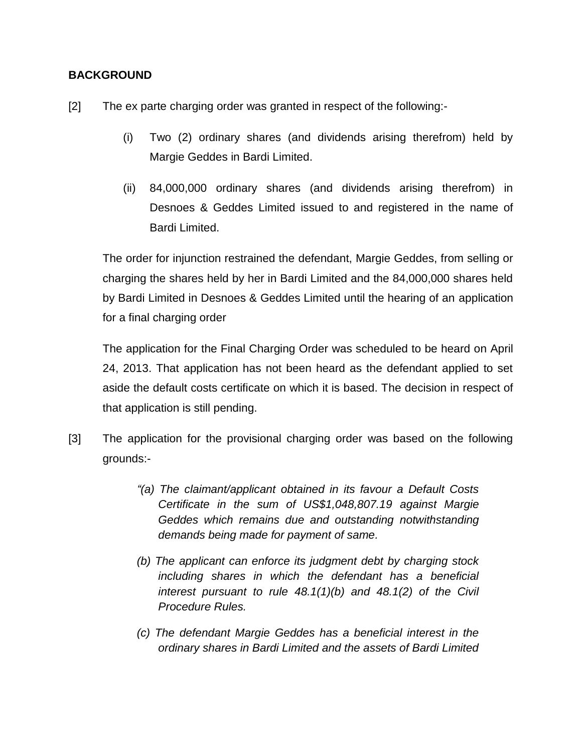**BACKGROUND**

[2] The ex parte charging order was granted in respect of the following:-

(i) Two (2) ordinary shares (and dividends arising therefrom) held by Margie Geddes in Bardi Limited.

(ii) 84,000,000 ordinary shares (and dividends arising therefrom) in Desnoes & Geddes Limited issued to and registered in the name of Bardi Limited.

The order for injunction restrained the defendant, Margie Geddes, from selling or charging the shares held by her in Bardi Limited and the 84,000,000 shares held by Bardi Limited in Desnoes & Geddes Limited until the hearing of an application for a final charging order

The application for the Final Charging Order was scheduled to be heard on April 24, 2013. That application has not been heard as the defendant applied to set aside the default costs certificate on which it is based. The decision in respect of that application is still pending.

[3] The application for the provisional charging order was based on the following grounds:-

> *"(a) The claimant/applicant obtained in its favour a Default Costs Certificate in the sum of US$1,048,807.19 against Margie Geddes which remains due and outstanding notwithstanding demands being made for payment of same.*
>
> *(b) The applicant can enforce its judgment debt by charging stock including shares in which the defendant has a beneficial interest pursuant to rule 48.1(1)(b) and 48.1(2) of the Civil Procedure Rules.*
>
> *(c) The defendant Margie Geddes has a beneficial interest in the ordinary shares in Bardi Limited and the assets of Bardi Limited*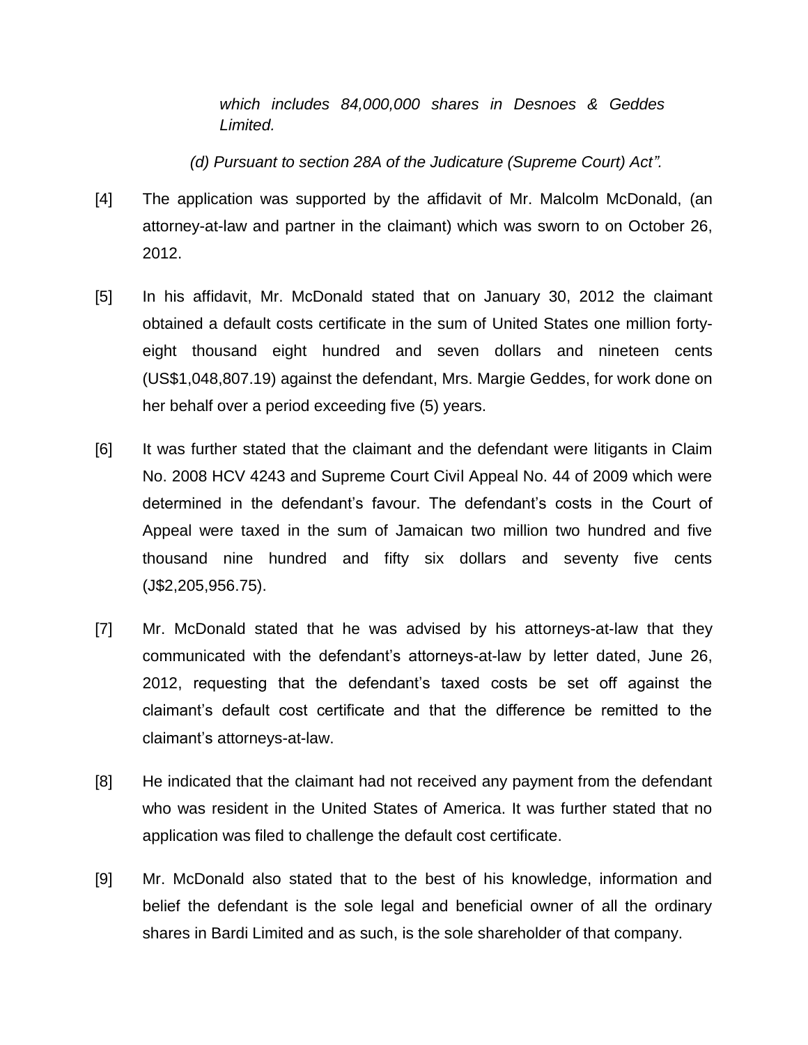*which includes 84,000,000 shares in Desnoes & Geddes Limited.*

*(d) Pursuant to section 28A of the Judicature (Supreme Court) Act".*

[4] The application was supported by the affidavit of Mr. Malcolm McDonald, (an attorney-at-law and partner in the claimant) which was sworn to on October 26, 2012.

[5] In his affidavit, Mr. McDonald stated that on January 30, 2012 the claimant obtained a default costs certificate in the sum of United States one million forty-eight thousand eight hundred and seven dollars and nineteen cents (US$1,048,807.19) against the defendant, Mrs. Margie Geddes, for work done on her behalf over a period exceeding five (5) years.

[6] It was further stated that the claimant and the defendant were litigants in Claim No. 2008 HCV 4243 and Supreme Court Civil Appeal No. 44 of 2009 which were determined in the defendant's favour. The defendant's costs in the Court of Appeal were taxed in the sum of Jamaican two million two hundred and five thousand nine hundred and fifty six dollars and seventy five cents (J$2,205,956.75).

[7] Mr. McDonald stated that he was advised by his attorneys-at-law that they communicated with the defendant's attorneys-at-law by letter dated, June 26, 2012, requesting that the defendant's taxed costs be set off against the claimant's default cost certificate and that the difference be remitted to the claimant's attorneys-at-law.

[8] He indicated that the claimant had not received any payment from the defendant who was resident in the United States of America. It was further stated that no application was filed to challenge the default cost certificate.

[9] Mr. McDonald also stated that to the best of his knowledge, information and belief the defendant is the sole legal and beneficial owner of all the ordinary shares in Bardi Limited and as such, is the sole shareholder of that company.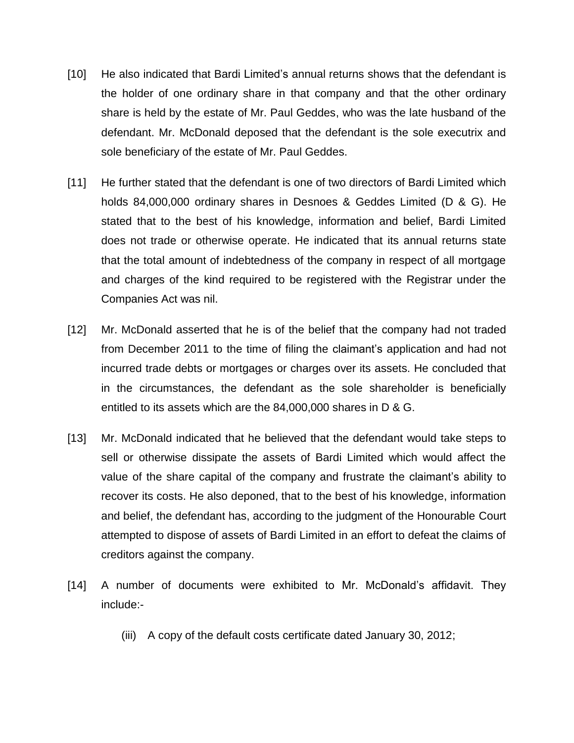[10] He also indicated that Bardi Limited's annual returns shows that the defendant is the holder of one ordinary share in that company and that the other ordinary share is held by the estate of Mr. Paul Geddes, who was the late husband of the defendant. Mr. McDonald deposed that the defendant is the sole executrix and sole beneficiary of the estate of Mr. Paul Geddes.

[11] He further stated that the defendant is one of two directors of Bardi Limited which holds 84,000,000 ordinary shares in Desnoes & Geddes Limited (D & G). He stated that to the best of his knowledge, information and belief, Bardi Limited does not trade or otherwise operate. He indicated that its annual returns state that the total amount of indebtedness of the company in respect of all mortgage and charges of the kind required to be registered with the Registrar under the Companies Act was nil.

[12] Mr. McDonald asserted that he is of the belief that the company had not traded from December 2011 to the time of filing the claimant's application and had not incurred trade debts or mortgages or charges over its assets. He concluded that in the circumstances, the defendant as the sole shareholder is beneficially entitled to its assets which are the 84,000,000 shares in D & G.

[13] Mr. McDonald indicated that he believed that the defendant would take steps to sell or otherwise dissipate the assets of Bardi Limited which would affect the value of the share capital of the company and frustrate the claimant's ability to recover its costs. He also deponed, that to the best of his knowledge, information and belief, the defendant has, according to the judgment of the Honourable Court attempted to dispose of assets of Bardi Limited in an effort to defeat the claims of creditors against the company.

[14] A number of documents were exhibited to Mr. McDonald's affidavit. They include:-

(iii) A copy of the default costs certificate dated January 30, 2012;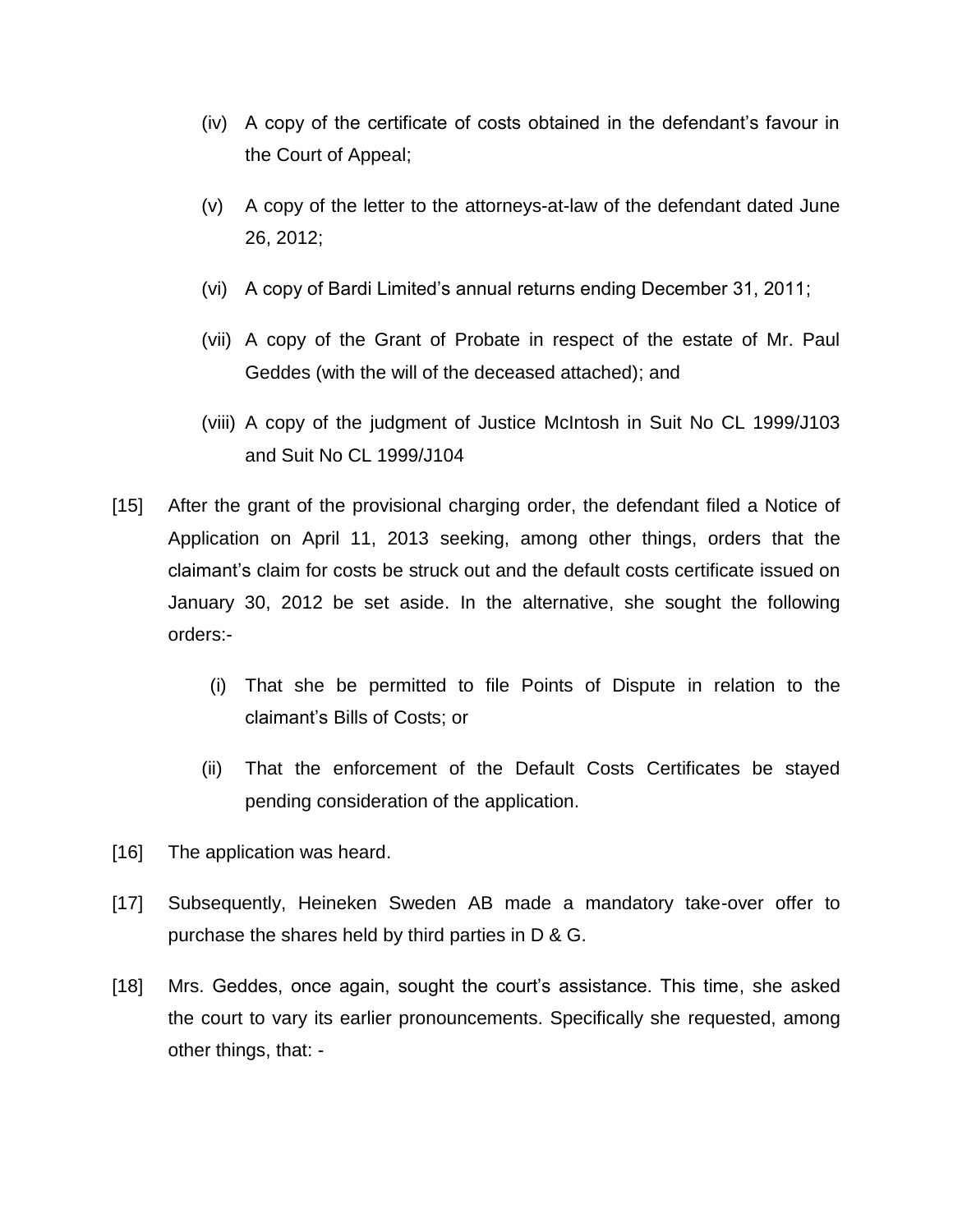(iv) A copy of the certificate of costs obtained in the defendant's favour in the Court of Appeal;

(v) A copy of the letter to the attorneys-at-law of the defendant dated June 26, 2012;

(vi) A copy of Bardi Limited's annual returns ending December 31, 2011;

(vii) A copy of the Grant of Probate in respect of the estate of Mr. Paul Geddes (with the will of the deceased attached); and

(viii) A copy of the judgment of Justice McIntosh in Suit No CL 1999/J103 and Suit No CL 1999/J104

[15] After the grant of the provisional charging order, the defendant filed a Notice of Application on April 11, 2013 seeking, among other things, orders that the claimant's claim for costs be struck out and the default costs certificate issued on January 30, 2012 be set aside. In the alternative, she sought the following orders:-

(i) That she be permitted to file Points of Dispute in relation to the claimant's Bills of Costs; or

(ii) That the enforcement of the Default Costs Certificates be stayed pending consideration of the application.

[16] The application was heard.

[17] Subsequently, Heineken Sweden AB made a mandatory take-over offer to purchase the shares held by third parties in D & G.

[18] Mrs. Geddes, once again, sought the court's assistance. This time, she asked the court to vary its earlier pronouncements. Specifically she requested, among other things, that: -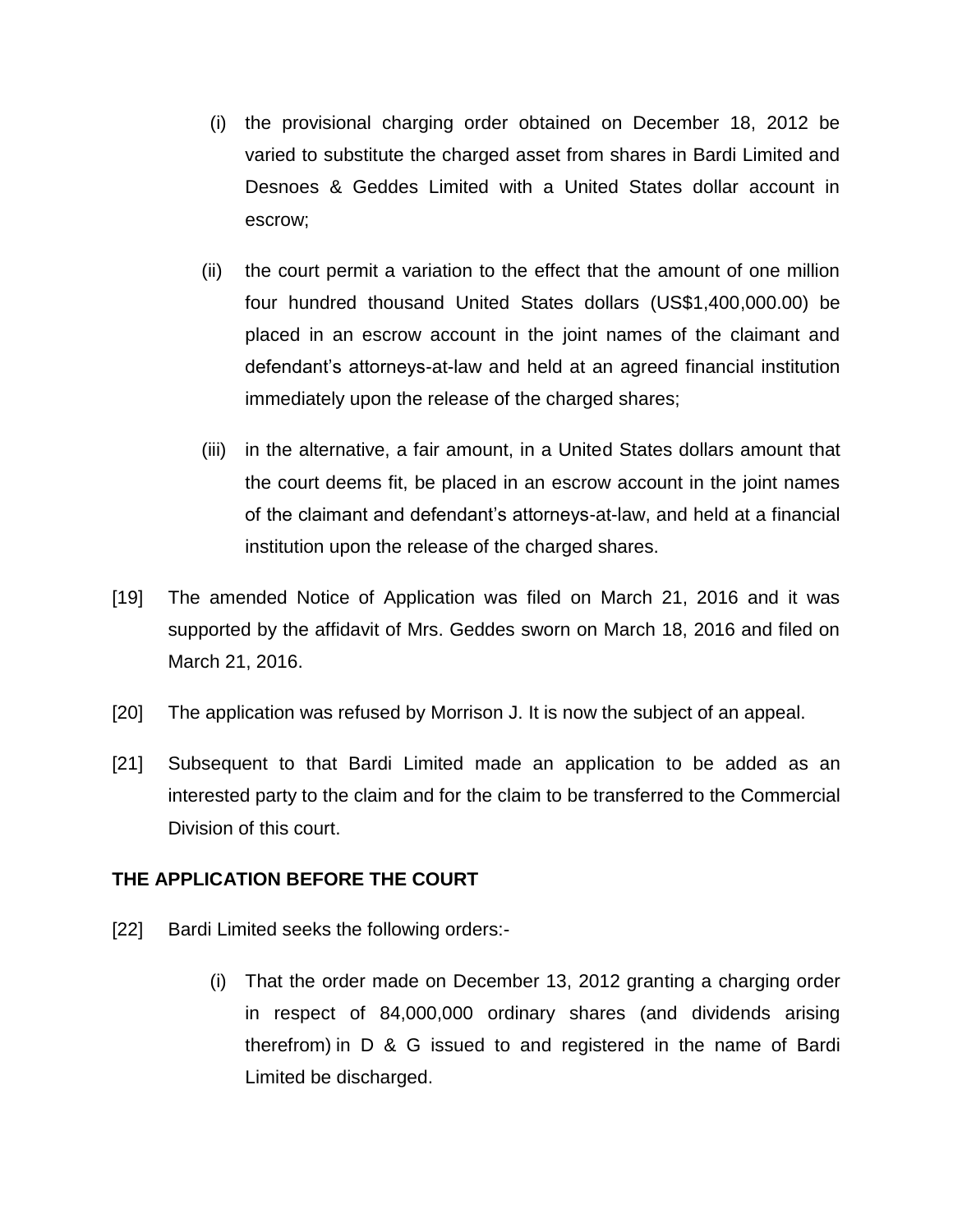(i) the provisional charging order obtained on December 18, 2012 be varied to substitute the charged asset from shares in Bardi Limited and Desnoes & Geddes Limited with a United States dollar account in escrow;

(ii) the court permit a variation to the effect that the amount of one million four hundred thousand United States dollars (US$1,400,000.00) be placed in an escrow account in the joint names of the claimant and defendant's attorneys-at-law and held at an agreed financial institution immediately upon the release of the charged shares;

(iii) in the alternative, a fair amount, in a United States dollars amount that the court deems fit, be placed in an escrow account in the joint names of the claimant and defendant's attorneys-at-law, and held at a financial institution upon the release of the charged shares.

[19] The amended Notice of Application was filed on March 21, 2016 and it was supported by the affidavit of Mrs. Geddes sworn on March 18, 2016 and filed on March 21, 2016.

[20] The application was refused by Morrison J. It is now the subject of an appeal.

[21] Subsequent to that Bardi Limited made an application to be added as an interested party to the claim and for the claim to be transferred to the Commercial Division of this court.

**THE APPLICATION BEFORE THE COURT**

[22] Bardi Limited seeks the following orders:-

(i) That the order made on December 13, 2012 granting a charging order in respect of 84,000,000 ordinary shares (and dividends arising therefrom) in D & G issued to and registered in the name of Bardi Limited be discharged.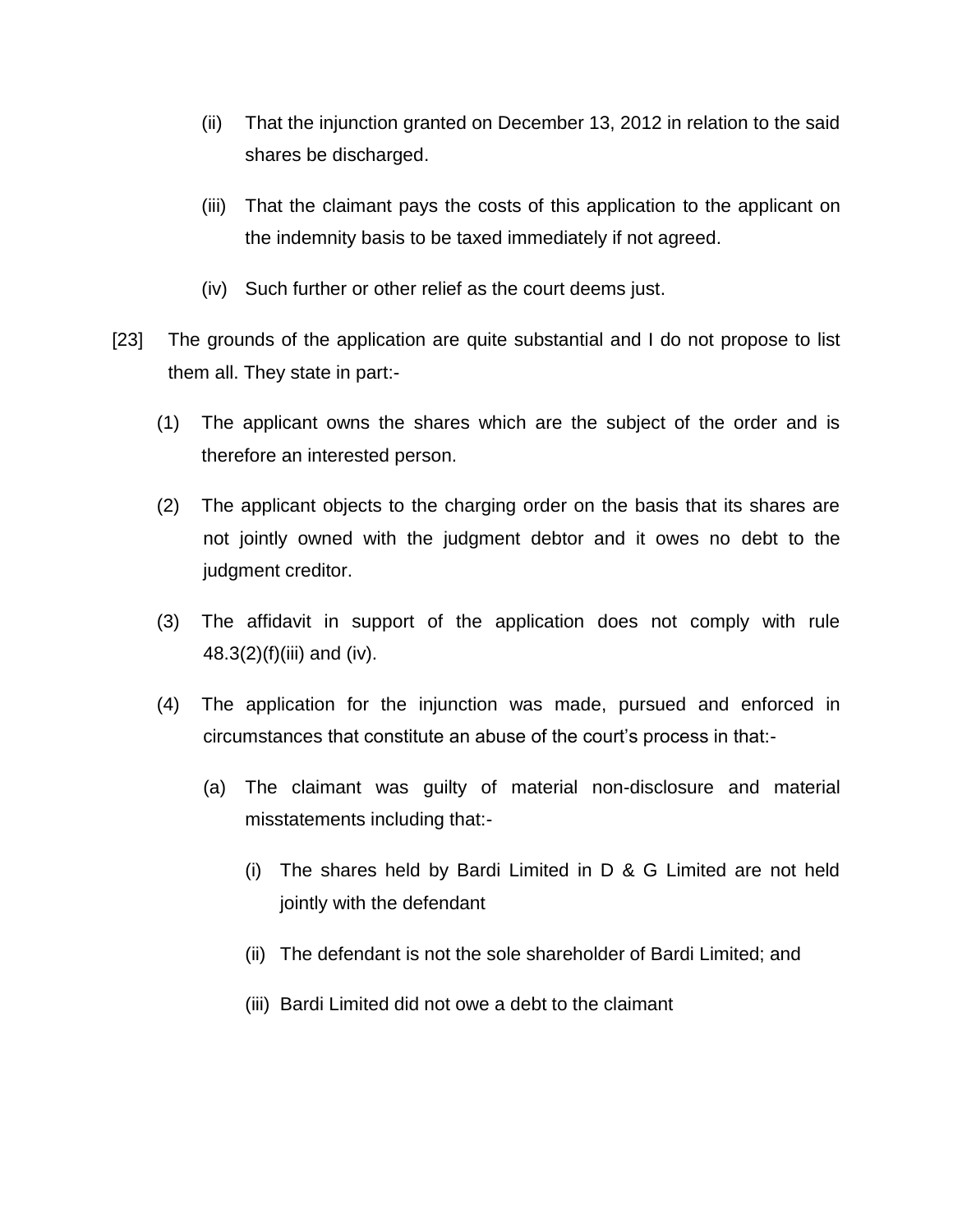(ii) That the injunction granted on December 13, 2012 in relation to the said shares be discharged.

(iii) That the claimant pays the costs of this application to the applicant on the indemnity basis to be taxed immediately if not agreed.

(iv) Such further or other relief as the court deems just.

[23] The grounds of the application are quite substantial and I do not propose to list them all. They state in part:-

(1) The applicant owns the shares which are the subject of the order and is therefore an interested person.

(2) The applicant objects to the charging order on the basis that its shares are not jointly owned with the judgment debtor and it owes no debt to the judgment creditor.

(3) The affidavit in support of the application does not comply with rule 48.3(2)(f)(iii) and (iv).

(4) The application for the injunction was made, pursued and enforced in circumstances that constitute an abuse of the court's process in that:-

(a) The claimant was guilty of material non-disclosure and material misstatements including that:-

(i) The shares held by Bardi Limited in D & G Limited are not held jointly with the defendant

(ii) The defendant is not the sole shareholder of Bardi Limited; and

(iii) Bardi Limited did not owe a debt to the claimant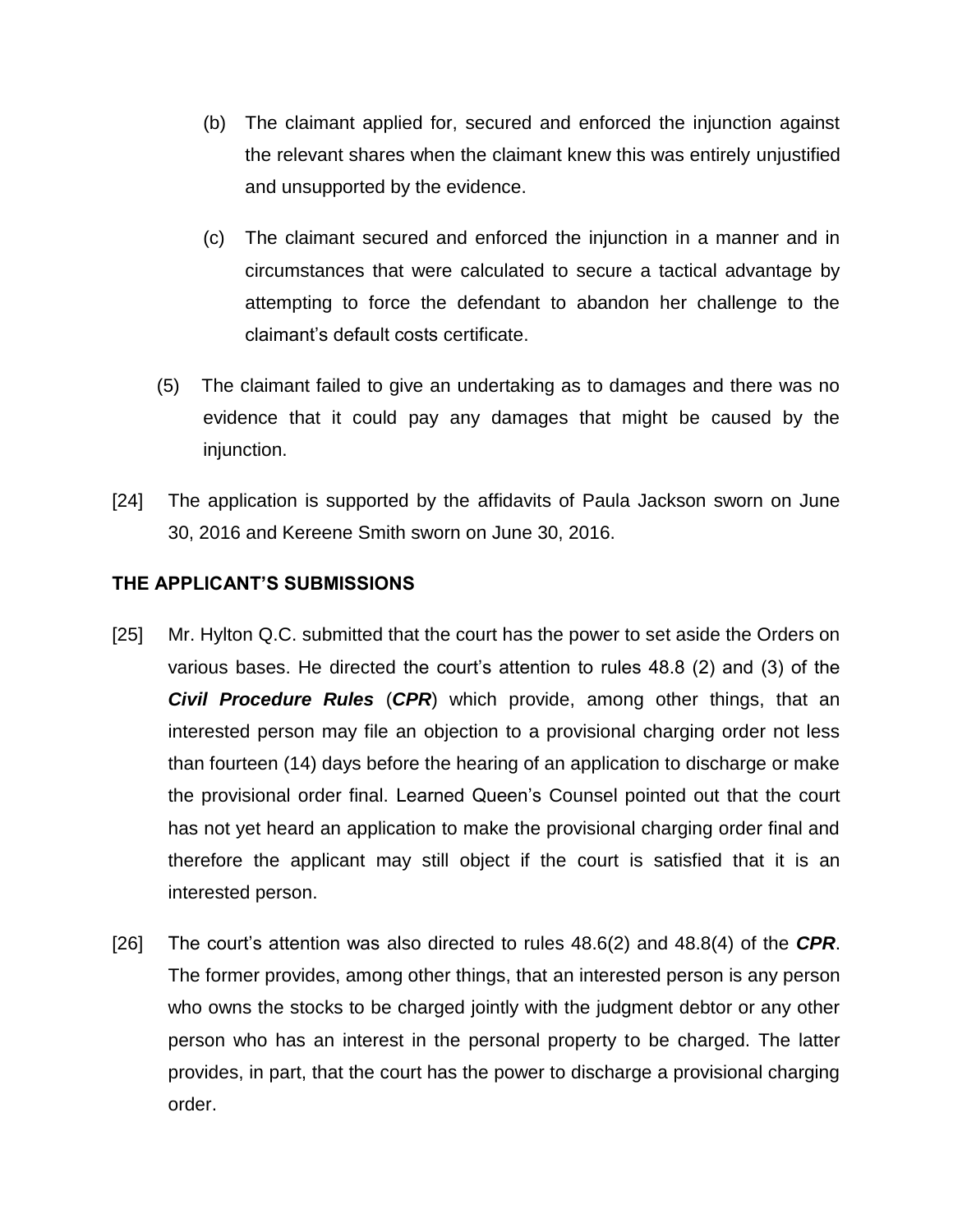(b) The claimant applied for, secured and enforced the injunction against the relevant shares when the claimant knew this was entirely unjustified and unsupported by the evidence.

(c) The claimant secured and enforced the injunction in a manner and in circumstances that were calculated to secure a tactical advantage by attempting to force the defendant to abandon her challenge to the claimant's default costs certificate.

(5) The claimant failed to give an undertaking as to damages and there was no evidence that it could pay any damages that might be caused by the injunction.

[24] The application is supported by the affidavits of Paula Jackson sworn on June 30, 2016 and Kereene Smith sworn on June 30, 2016.

**THE APPLICANT'S SUBMISSIONS**

[25] Mr. Hylton Q.C. submitted that the court has the power to set aside the Orders on various bases. He directed the court's attention to rules 48.8 (2) and (3) of the ***Civil Procedure Rules*** (***CPR***) which provide, among other things, that an interested person may file an objection to a provisional charging order not less than fourteen (14) days before the hearing of an application to discharge or make the provisional order final. Learned Queen's Counsel pointed out that the court has not yet heard an application to make the provisional charging order final and therefore the applicant may still object if the court is satisfied that it is an interested person.

[26] The court's attention was also directed to rules 48.6(2) and 48.8(4) of the ***CPR***. The former provides, among other things, that an interested person is any person who owns the stocks to be charged jointly with the judgment debtor or any other person who has an interest in the personal property to be charged. The latter provides, in part, that the court has the power to discharge a provisional charging order.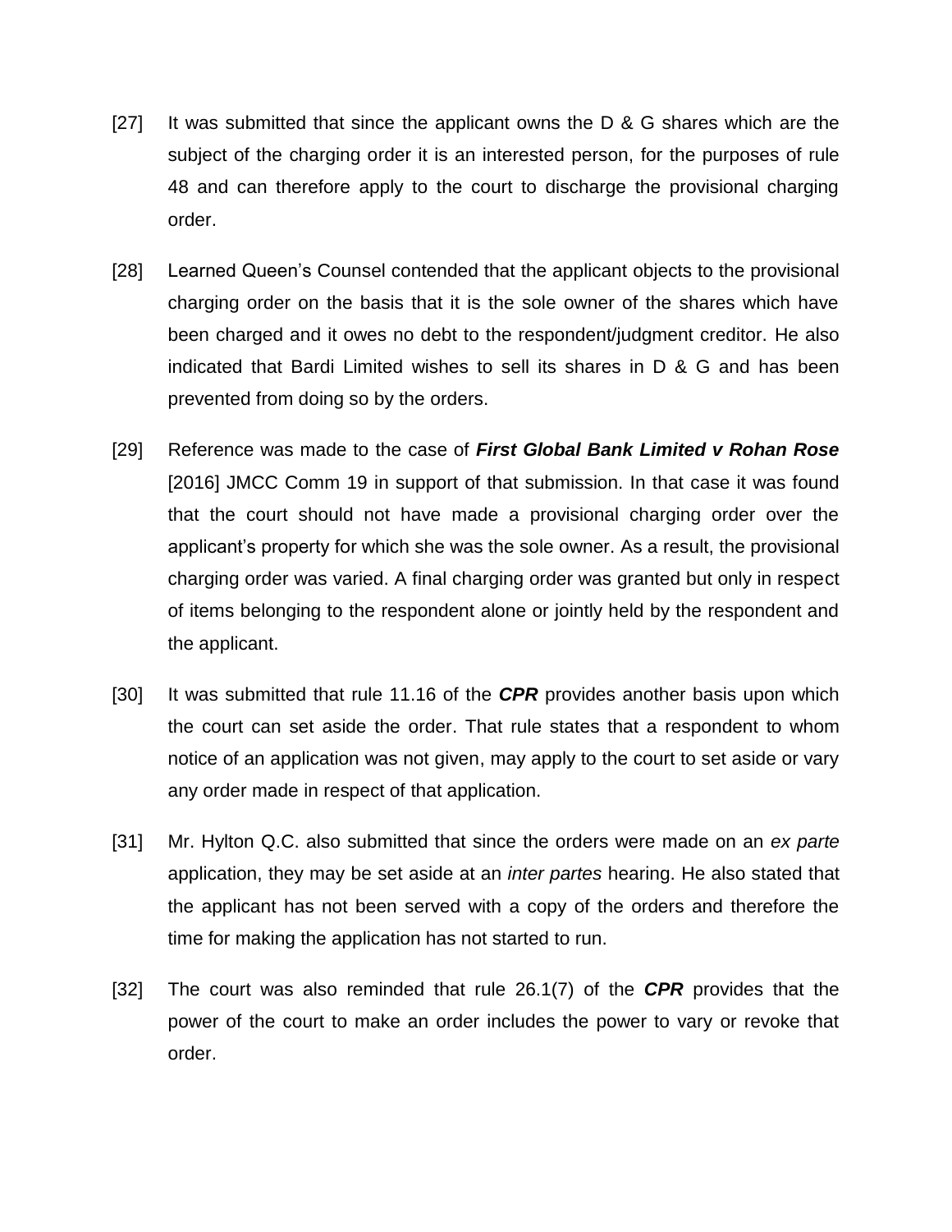[27] It was submitted that since the applicant owns the D & G shares which are the subject of the charging order it is an interested person, for the purposes of rule 48 and can therefore apply to the court to discharge the provisional charging order.

[28] Learned Queen's Counsel contended that the applicant objects to the provisional charging order on the basis that it is the sole owner of the shares which have been charged and it owes no debt to the respondent/judgment creditor. He also indicated that Bardi Limited wishes to sell its shares in D & G and has been prevented from doing so by the orders.

[29] Reference was made to the case of ***First Global Bank Limited v Rohan Rose*** [2016] JMCC Comm 19 in support of that submission. In that case it was found that the court should not have made a provisional charging order over the applicant's property for which she was the sole owner. As a result, the provisional charging order was varied. A final charging order was granted but only in respect of items belonging to the respondent alone or jointly held by the respondent and the applicant.

[30] It was submitted that rule 11.16 of the ***CPR*** provides another basis upon which the court can set aside the order. That rule states that a respondent to whom notice of an application was not given, may apply to the court to set aside or vary any order made in respect of that application.

[31] Mr. Hylton Q.C. also submitted that since the orders were made on an *ex parte* application, they may be set aside at an *inter partes* hearing. He also stated that the applicant has not been served with a copy of the orders and therefore the time for making the application has not started to run.

[32] The court was also reminded that rule 26.1(7) of the ***CPR*** provides that the power of the court to make an order includes the power to vary or revoke that order.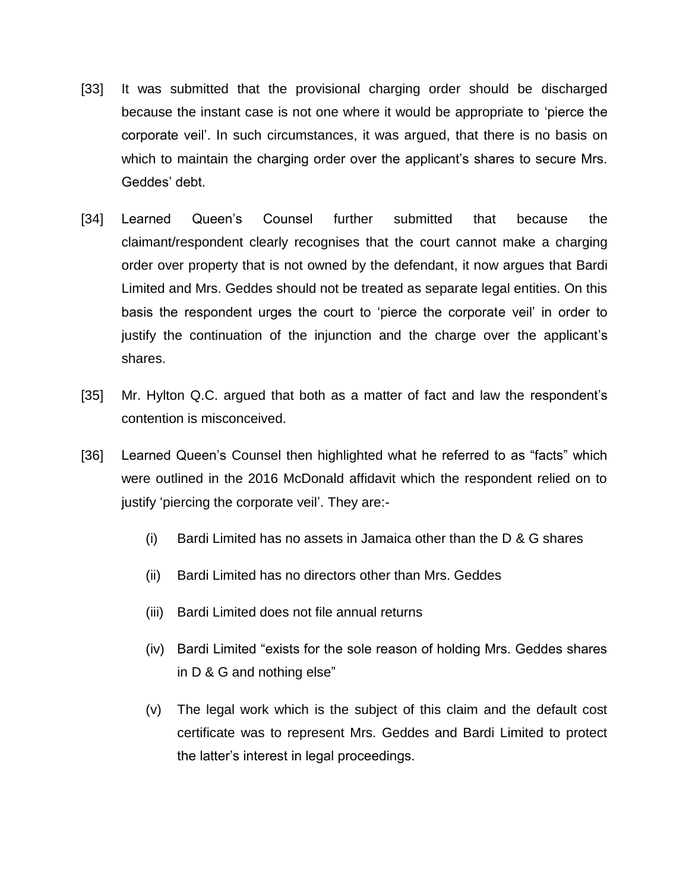[33] It was submitted that the provisional charging order should be discharged because the instant case is not one where it would be appropriate to 'pierce the corporate veil'. In such circumstances, it was argued, that there is no basis on which to maintain the charging order over the applicant's shares to secure Mrs. Geddes' debt.

[34] Learned Queen's Counsel further submitted that because the claimant/respondent clearly recognises that the court cannot make a charging order over property that is not owned by the defendant, it now argues that Bardi Limited and Mrs. Geddes should not be treated as separate legal entities. On this basis the respondent urges the court to 'pierce the corporate veil' in order to justify the continuation of the injunction and the charge over the applicant's shares.

[35] Mr. Hylton Q.C. argued that both as a matter of fact and law the respondent's contention is misconceived.

[36] Learned Queen's Counsel then highlighted what he referred to as "facts" which were outlined in the 2016 McDonald affidavit which the respondent relied on to justify 'piercing the corporate veil'. They are:-

(i) Bardi Limited has no assets in Jamaica other than the D & G shares

(ii) Bardi Limited has no directors other than Mrs. Geddes

(iii) Bardi Limited does not file annual returns

(iv) Bardi Limited "exists for the sole reason of holding Mrs. Geddes shares in D & G and nothing else"

(v) The legal work which is the subject of this claim and the default cost certificate was to represent Mrs. Geddes and Bardi Limited to protect the latter's interest in legal proceedings.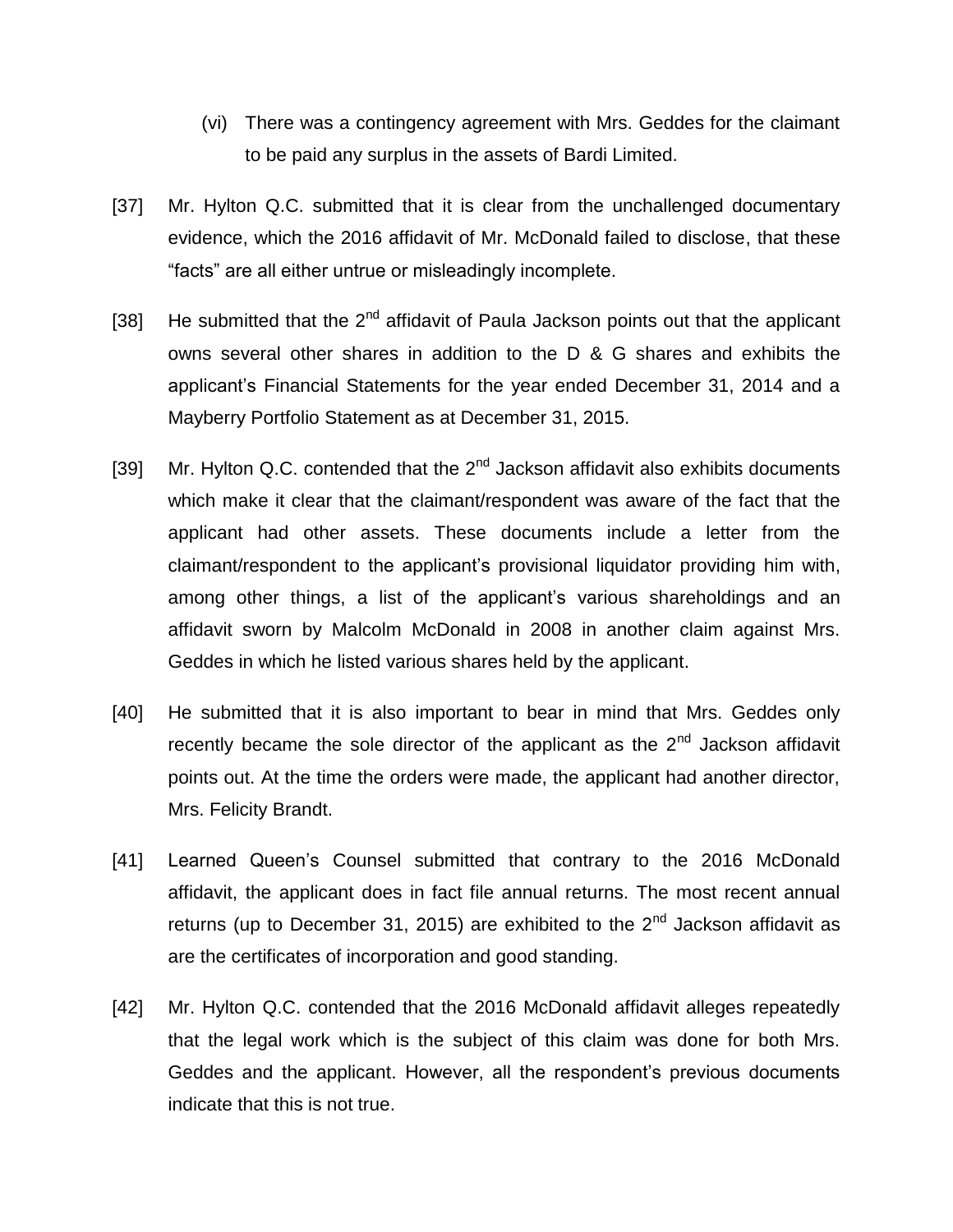(vi) There was a contingency agreement with Mrs. Geddes for the claimant to be paid any surplus in the assets of Bardi Limited.

[37] Mr. Hylton Q.C. submitted that it is clear from the unchallenged documentary evidence, which the 2016 affidavit of Mr. McDonald failed to disclose, that these "facts" are all either untrue or misleadingly incomplete.

[38] He submitted that the 2nd affidavit of Paula Jackson points out that the applicant owns several other shares in addition to the D & G shares and exhibits the applicant's Financial Statements for the year ended December 31, 2014 and a Mayberry Portfolio Statement as at December 31, 2015.

[39] Mr. Hylton Q.C. contended that the 2nd Jackson affidavit also exhibits documents which make it clear that the claimant/respondent was aware of the fact that the applicant had other assets. These documents include a letter from the claimant/respondent to the applicant's provisional liquidator providing him with, among other things, a list of the applicant's various shareholdings and an affidavit sworn by Malcolm McDonald in 2008 in another claim against Mrs. Geddes in which he listed various shares held by the applicant.

[40] He submitted that it is also important to bear in mind that Mrs. Geddes only recently became the sole director of the applicant as the 2nd Jackson affidavit points out. At the time the orders were made, the applicant had another director, Mrs. Felicity Brandt.

[41] Learned Queen's Counsel submitted that contrary to the 2016 McDonald affidavit, the applicant does in fact file annual returns. The most recent annual returns (up to December 31, 2015) are exhibited to the 2nd Jackson affidavit as are the certificates of incorporation and good standing.

[42] Mr. Hylton Q.C. contended that the 2016 McDonald affidavit alleges repeatedly that the legal work which is the subject of this claim was done for both Mrs. Geddes and the applicant. However, all the respondent's previous documents indicate that this is not true.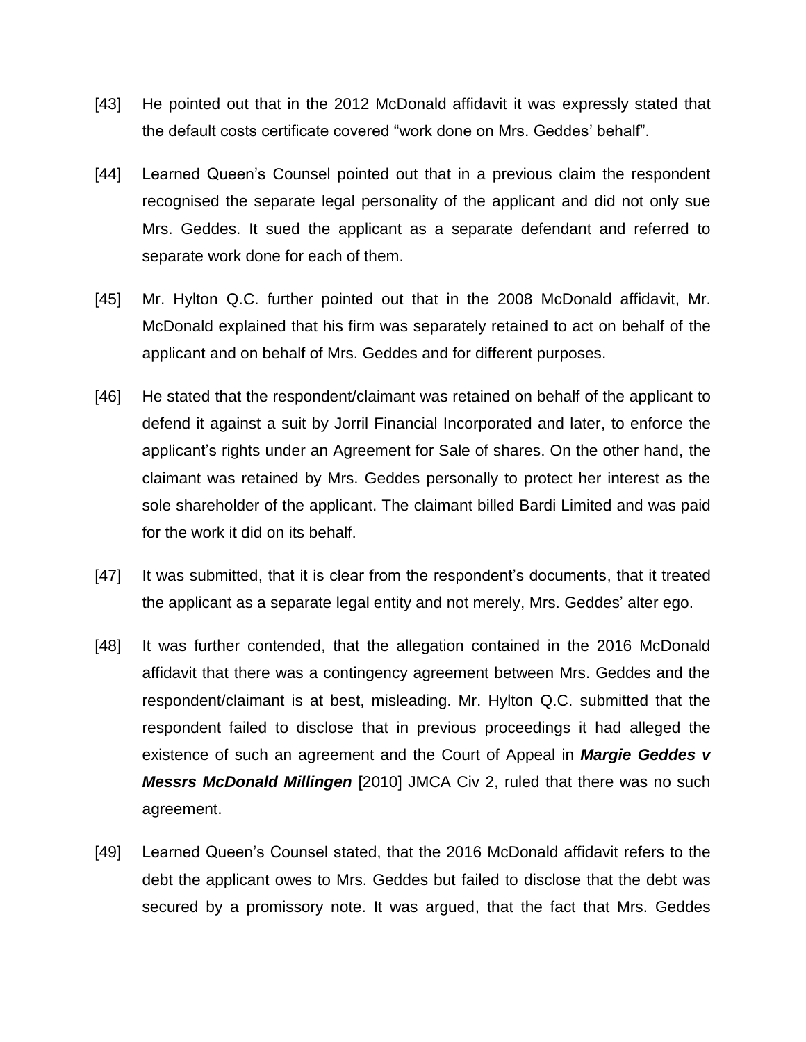[43] He pointed out that in the 2012 McDonald affidavit it was expressly stated that the default costs certificate covered "work done on Mrs. Geddes' behalf".

[44] Learned Queen's Counsel pointed out that in a previous claim the respondent recognised the separate legal personality of the applicant and did not only sue Mrs. Geddes. It sued the applicant as a separate defendant and referred to separate work done for each of them.

[45] Mr. Hylton Q.C. further pointed out that in the 2008 McDonald affidavit, Mr. McDonald explained that his firm was separately retained to act on behalf of the applicant and on behalf of Mrs. Geddes and for different purposes.

[46] He stated that the respondent/claimant was retained on behalf of the applicant to defend it against a suit by Jorril Financial Incorporated and later, to enforce the applicant's rights under an Agreement for Sale of shares. On the other hand, the claimant was retained by Mrs. Geddes personally to protect her interest as the sole shareholder of the applicant. The claimant billed Bardi Limited and was paid for the work it did on its behalf.

[47] It was submitted, that it is clear from the respondent's documents, that it treated the applicant as a separate legal entity and not merely, Mrs. Geddes' alter ego.

[48] It was further contended, that the allegation contained in the 2016 McDonald affidavit that there was a contingency agreement between Mrs. Geddes and the respondent/claimant is at best, misleading. Mr. Hylton Q.C. submitted that the respondent failed to disclose that in previous proceedings it had alleged the existence of such an agreement and the Court of Appeal in ***Margie Geddes v Messrs McDonald Millingen*** [2010] JMCA Civ 2, ruled that there was no such agreement.

[49] Learned Queen's Counsel stated, that the 2016 McDonald affidavit refers to the debt the applicant owes to Mrs. Geddes but failed to disclose that the debt was secured by a promissory note. It was argued, that the fact that Mrs. Geddes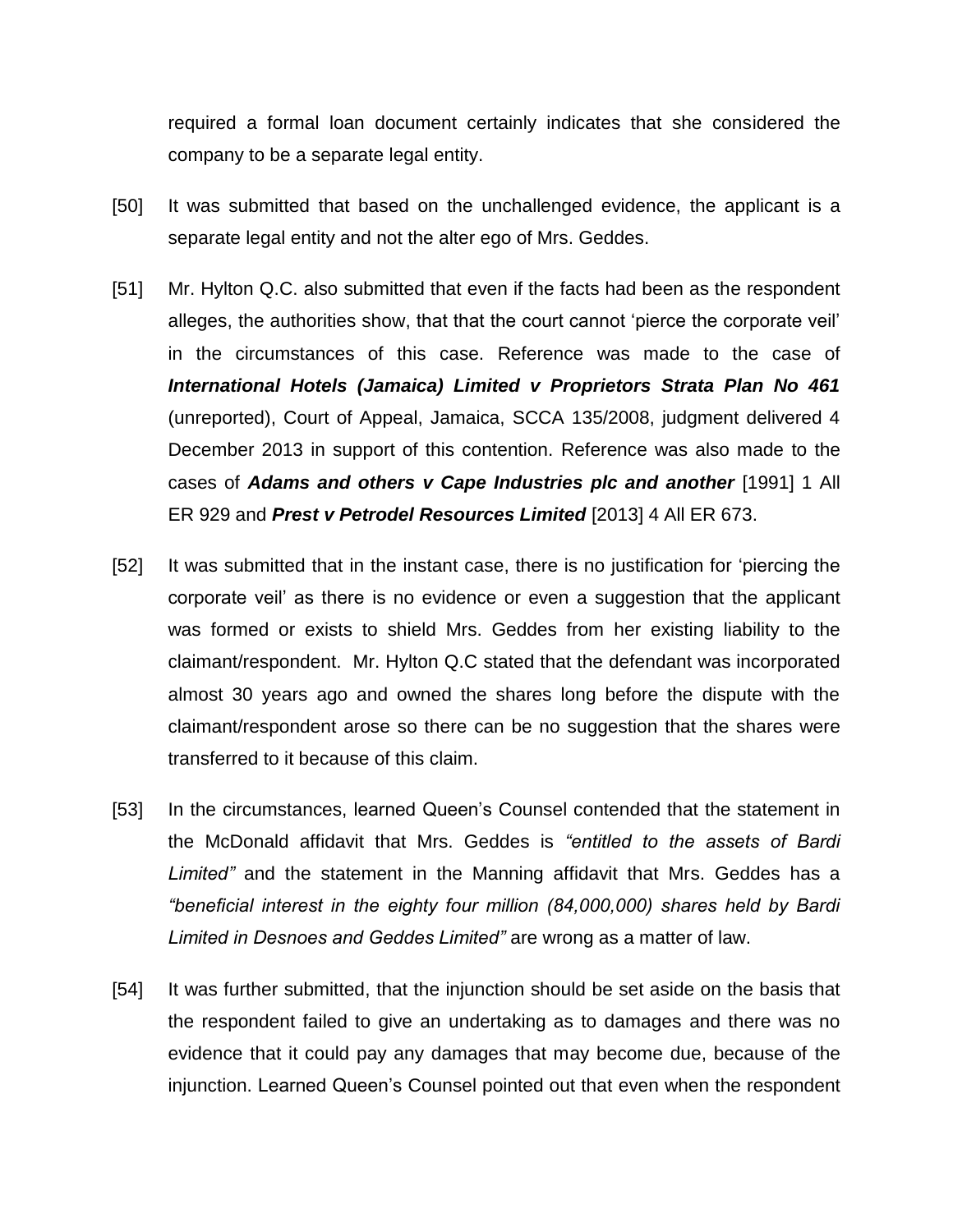required a formal loan document certainly indicates that she considered the company to be a separate legal entity.

[50] It was submitted that based on the unchallenged evidence, the applicant is a separate legal entity and not the alter ego of Mrs. Geddes.

[51] Mr. Hylton Q.C. also submitted that even if the facts had been as the respondent alleges, the authorities show, that that the court cannot 'pierce the corporate veil' in the circumstances of this case. Reference was made to the case of ***International Hotels (Jamaica) Limited v Proprietors Strata Plan No 461*** (unreported), Court of Appeal, Jamaica, SCCA 135/2008, judgment delivered 4 December 2013 in support of this contention. Reference was also made to the cases of ***Adams and others v Cape Industries plc and another*** [1991] 1 All ER 929 and ***Prest v Petrodel Resources Limited*** [2013] 4 All ER 673.

[52] It was submitted that in the instant case, there is no justification for 'piercing the corporate veil' as there is no evidence or even a suggestion that the applicant was formed or exists to shield Mrs. Geddes from her existing liability to the claimant/respondent. Mr. Hylton Q.C stated that the defendant was incorporated almost 30 years ago and owned the shares long before the dispute with the claimant/respondent arose so there can be no suggestion that the shares were transferred to it because of this claim.

[53] In the circumstances, learned Queen's Counsel contended that the statement in the McDonald affidavit that Mrs. Geddes is *"entitled to the assets of Bardi Limited"* and the statement in the Manning affidavit that Mrs. Geddes has a *"beneficial interest in the eighty four million (84,000,000) shares held by Bardi Limited in Desnoes and Geddes Limited"* are wrong as a matter of law.

[54] It was further submitted, that the injunction should be set aside on the basis that the respondent failed to give an undertaking as to damages and there was no evidence that it could pay any damages that may become due, because of the injunction. Learned Queen's Counsel pointed out that even when the respondent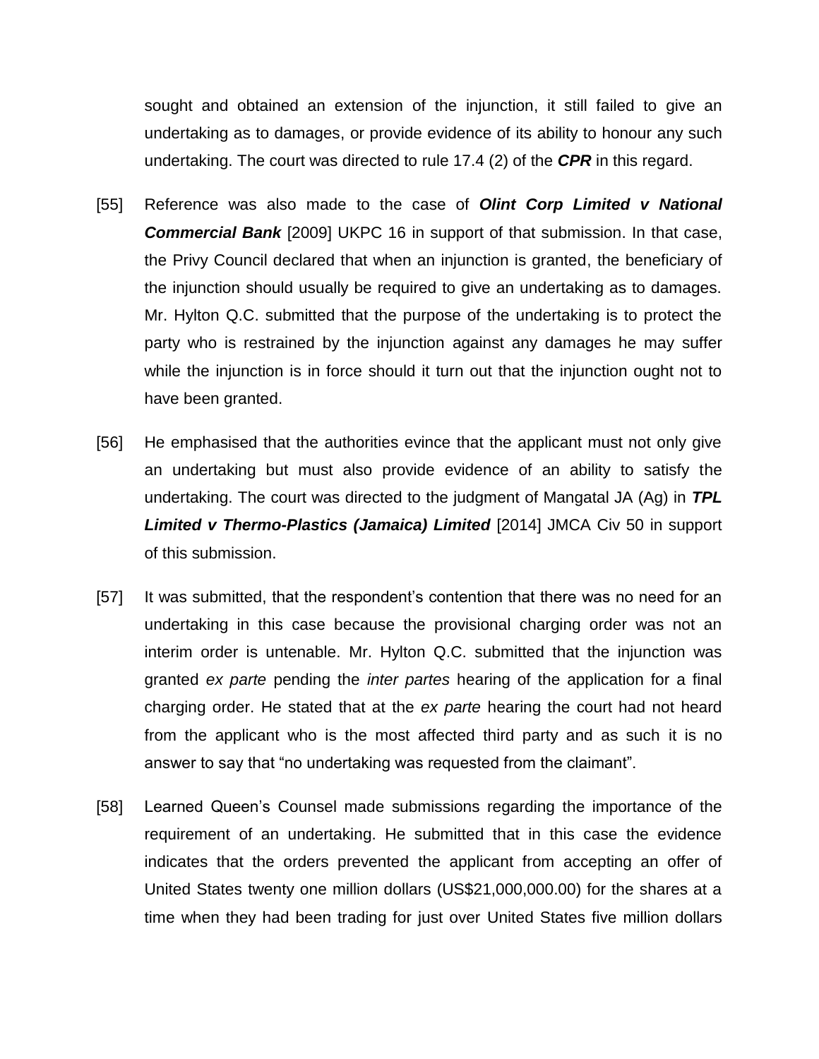sought and obtained an extension of the injunction, it still failed to give an undertaking as to damages, or provide evidence of its ability to honour any such undertaking. The court was directed to rule 17.4 (2) of the ***CPR*** in this regard.

[55] Reference was also made to the case of ***Olint Corp Limited v National Commercial Bank*** [2009] UKPC 16 in support of that submission. In that case, the Privy Council declared that when an injunction is granted, the beneficiary of the injunction should usually be required to give an undertaking as to damages. Mr. Hylton Q.C. submitted that the purpose of the undertaking is to protect the party who is restrained by the injunction against any damages he may suffer while the injunction is in force should it turn out that the injunction ought not to have been granted.

[56] He emphasised that the authorities evince that the applicant must not only give an undertaking but must also provide evidence of an ability to satisfy the undertaking. The court was directed to the judgment of Mangatal JA (Ag) in ***TPL Limited v Thermo-Plastics (Jamaica) Limited*** [2014] JMCA Civ 50 in support of this submission.

[57] It was submitted, that the respondent's contention that there was no need for an undertaking in this case because the provisional charging order was not an interim order is untenable. Mr. Hylton Q.C. submitted that the injunction was granted *ex parte* pending the *inter partes* hearing of the application for a final charging order. He stated that at the *ex parte* hearing the court had not heard from the applicant who is the most affected third party and as such it is no answer to say that "no undertaking was requested from the claimant".

[58] Learned Queen's Counsel made submissions regarding the importance of the requirement of an undertaking. He submitted that in this case the evidence indicates that the orders prevented the applicant from accepting an offer of United States twenty one million dollars (US$21,000,000.00) for the shares at a time when they had been trading for just over United States five million dollars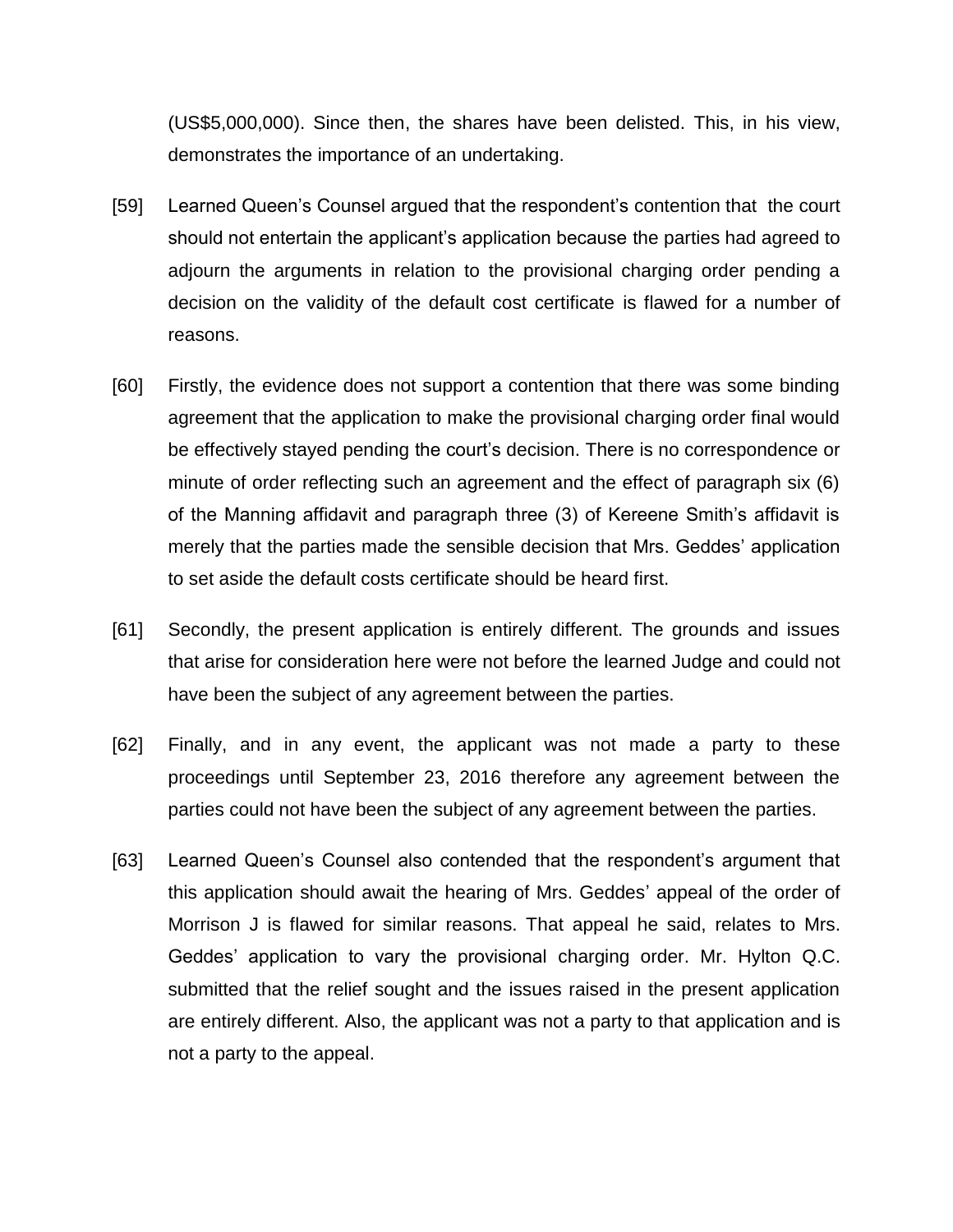(US$5,000,000). Since then, the shares have been delisted. This, in his view, demonstrates the importance of an undertaking.

[59] Learned Queen's Counsel argued that the respondent's contention that the court should not entertain the applicant's application because the parties had agreed to adjourn the arguments in relation to the provisional charging order pending a decision on the validity of the default cost certificate is flawed for a number of reasons.

[60] Firstly, the evidence does not support a contention that there was some binding agreement that the application to make the provisional charging order final would be effectively stayed pending the court's decision. There is no correspondence or minute of order reflecting such an agreement and the effect of paragraph six (6) of the Manning affidavit and paragraph three (3) of Kereene Smith's affidavit is merely that the parties made the sensible decision that Mrs. Geddes' application to set aside the default costs certificate should be heard first.

[61] Secondly, the present application is entirely different. The grounds and issues that arise for consideration here were not before the learned Judge and could not have been the subject of any agreement between the parties.

[62] Finally, and in any event, the applicant was not made a party to these proceedings until September 23, 2016 therefore any agreement between the parties could not have been the subject of any agreement between the parties.

[63] Learned Queen's Counsel also contended that the respondent's argument that this application should await the hearing of Mrs. Geddes' appeal of the order of Morrison J is flawed for similar reasons. That appeal he said, relates to Mrs. Geddes' application to vary the provisional charging order. Mr. Hylton Q.C. submitted that the relief sought and the issues raised in the present application are entirely different. Also, the applicant was not a party to that application and is not a party to the appeal.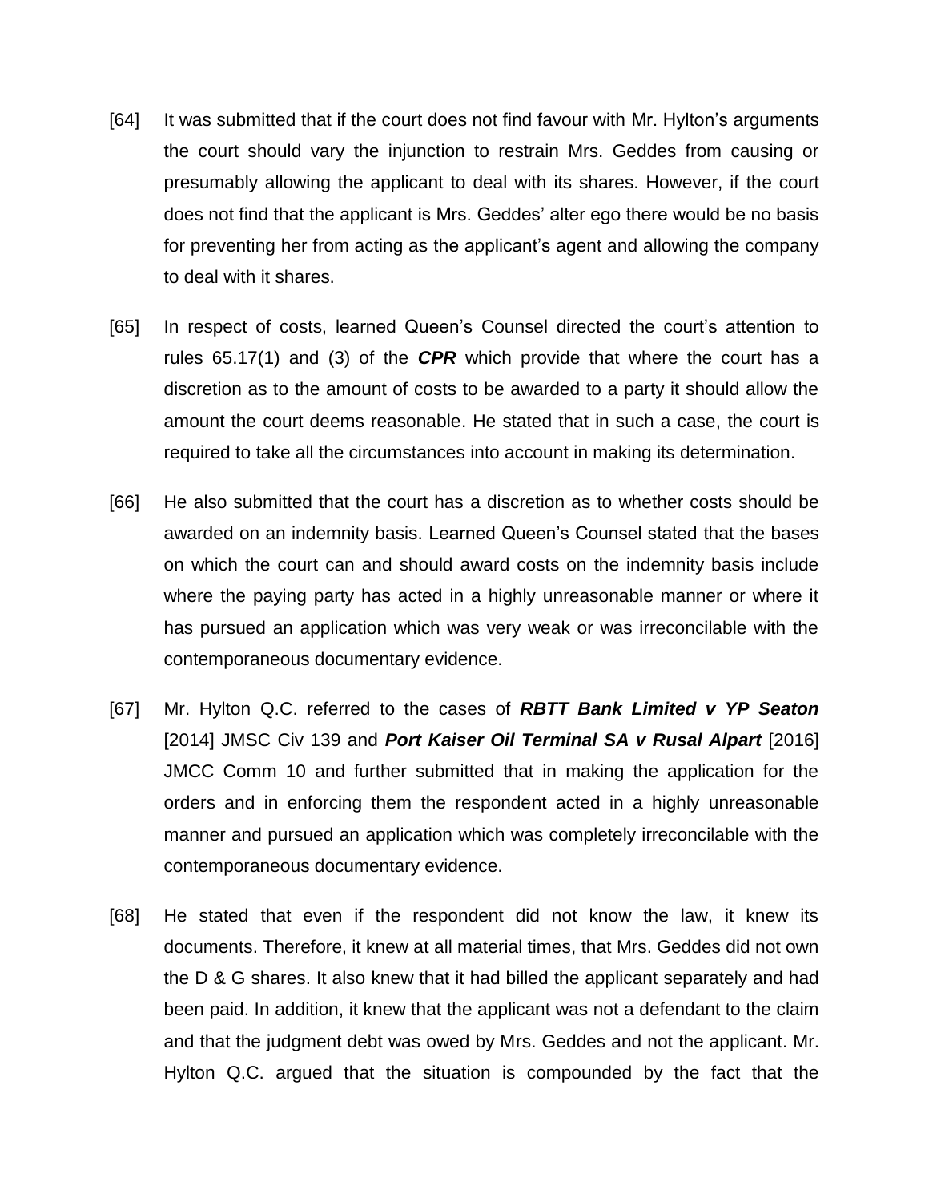[64] It was submitted that if the court does not find favour with Mr. Hylton's arguments the court should vary the injunction to restrain Mrs. Geddes from causing or presumably allowing the applicant to deal with its shares. However, if the court does not find that the applicant is Mrs. Geddes' alter ego there would be no basis for preventing her from acting as the applicant's agent and allowing the company to deal with it shares.

[65] In respect of costs, learned Queen's Counsel directed the court's attention to rules 65.17(1) and (3) of the ***CPR*** which provide that where the court has a discretion as to the amount of costs to be awarded to a party it should allow the amount the court deems reasonable. He stated that in such a case, the court is required to take all the circumstances into account in making its determination.

[66] He also submitted that the court has a discretion as to whether costs should be awarded on an indemnity basis. Learned Queen's Counsel stated that the bases on which the court can and should award costs on the indemnity basis include where the paying party has acted in a highly unreasonable manner or where it has pursued an application which was very weak or was irreconcilable with the contemporaneous documentary evidence.

[67] Mr. Hylton Q.C. referred to the cases of ***RBTT Bank Limited v YP Seaton*** [2014] JMSC Civ 139 and ***Port Kaiser Oil Terminal SA v Rusal Alpart*** [2016] JMCC Comm 10 and further submitted that in making the application for the orders and in enforcing them the respondent acted in a highly unreasonable manner and pursued an application which was completely irreconcilable with the contemporaneous documentary evidence.

[68] He stated that even if the respondent did not know the law, it knew its documents. Therefore, it knew at all material times, that Mrs. Geddes did not own the D & G shares. It also knew that it had billed the applicant separately and had been paid. In addition, it knew that the applicant was not a defendant to the claim and that the judgment debt was owed by Mrs. Geddes and not the applicant. Mr. Hylton Q.C. argued that the situation is compounded by the fact that the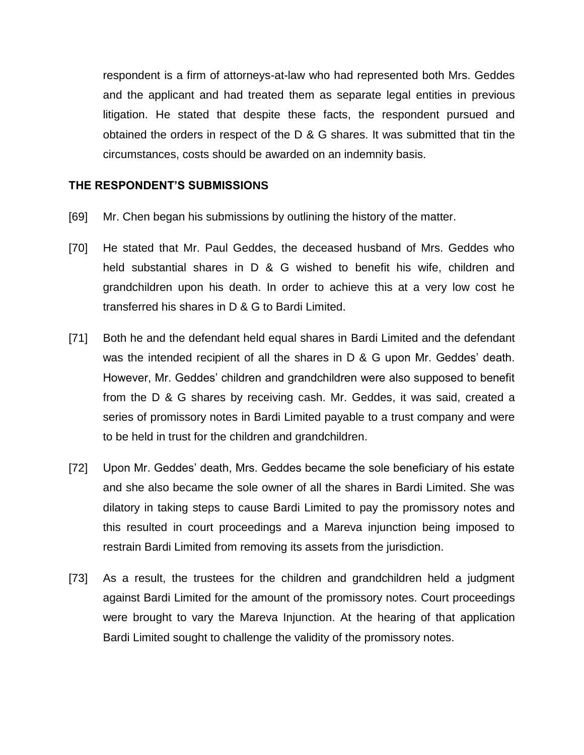respondent is a firm of attorneys-at-law who had represented both Mrs. Geddes and the applicant and had treated them as separate legal entities in previous litigation. He stated that despite these facts, the respondent pursued and obtained the orders in respect of the D & G shares. It was submitted that tin the circumstances, costs should be awarded on an indemnity basis.

**THE RESPONDENT'S SUBMISSIONS**

[69] Mr. Chen began his submissions by outlining the history of the matter.

[70] He stated that Mr. Paul Geddes, the deceased husband of Mrs. Geddes who held substantial shares in D & G wished to benefit his wife, children and grandchildren upon his death. In order to achieve this at a very low cost he transferred his shares in D & G to Bardi Limited.

[71] Both he and the defendant held equal shares in Bardi Limited and the defendant was the intended recipient of all the shares in D & G upon Mr. Geddes' death. However, Mr. Geddes' children and grandchildren were also supposed to benefit from the D & G shares by receiving cash. Mr. Geddes, it was said, created a series of promissory notes in Bardi Limited payable to a trust company and were to be held in trust for the children and grandchildren.

[72] Upon Mr. Geddes' death, Mrs. Geddes became the sole beneficiary of his estate and she also became the sole owner of all the shares in Bardi Limited. She was dilatory in taking steps to cause Bardi Limited to pay the promissory notes and this resulted in court proceedings and a Mareva injunction being imposed to restrain Bardi Limited from removing its assets from the jurisdiction.

[73] As a result, the trustees for the children and grandchildren held a judgment against Bardi Limited for the amount of the promissory notes. Court proceedings were brought to vary the Mareva Injunction. At the hearing of that application Bardi Limited sought to challenge the validity of the promissory notes.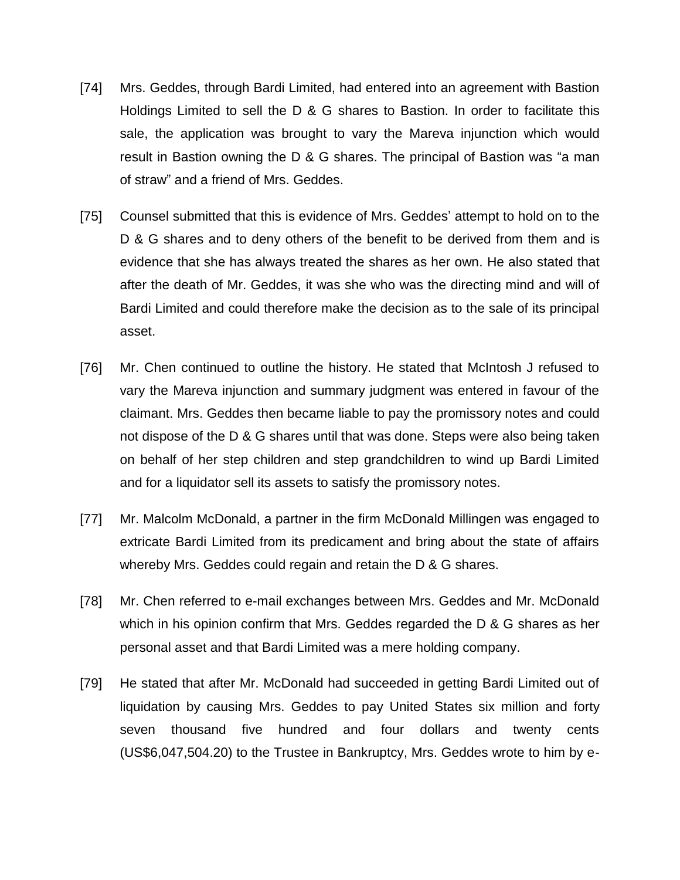[74] Mrs. Geddes, through Bardi Limited, had entered into an agreement with Bastion Holdings Limited to sell the D & G shares to Bastion. In order to facilitate this sale, the application was brought to vary the Mareva injunction which would result in Bastion owning the D & G shares. The principal of Bastion was "a man of straw" and a friend of Mrs. Geddes.

[75] Counsel submitted that this is evidence of Mrs. Geddes' attempt to hold on to the D & G shares and to deny others of the benefit to be derived from them and is evidence that she has always treated the shares as her own. He also stated that after the death of Mr. Geddes, it was she who was the directing mind and will of Bardi Limited and could therefore make the decision as to the sale of its principal asset.

[76] Mr. Chen continued to outline the history. He stated that McIntosh J refused to vary the Mareva injunction and summary judgment was entered in favour of the claimant. Mrs. Geddes then became liable to pay the promissory notes and could not dispose of the D & G shares until that was done. Steps were also being taken on behalf of her step children and step grandchildren to wind up Bardi Limited and for a liquidator sell its assets to satisfy the promissory notes.

[77] Mr. Malcolm McDonald, a partner in the firm McDonald Millingen was engaged to extricate Bardi Limited from its predicament and bring about the state of affairs whereby Mrs. Geddes could regain and retain the D & G shares.

[78] Mr. Chen referred to e-mail exchanges between Mrs. Geddes and Mr. McDonald which in his opinion confirm that Mrs. Geddes regarded the D & G shares as her personal asset and that Bardi Limited was a mere holding company.

[79] He stated that after Mr. McDonald had succeeded in getting Bardi Limited out of liquidation by causing Mrs. Geddes to pay United States six million and forty seven thousand five hundred and four dollars and twenty cents (US$6,047,504.20) to the Trustee in Bankruptcy, Mrs. Geddes wrote to him by e-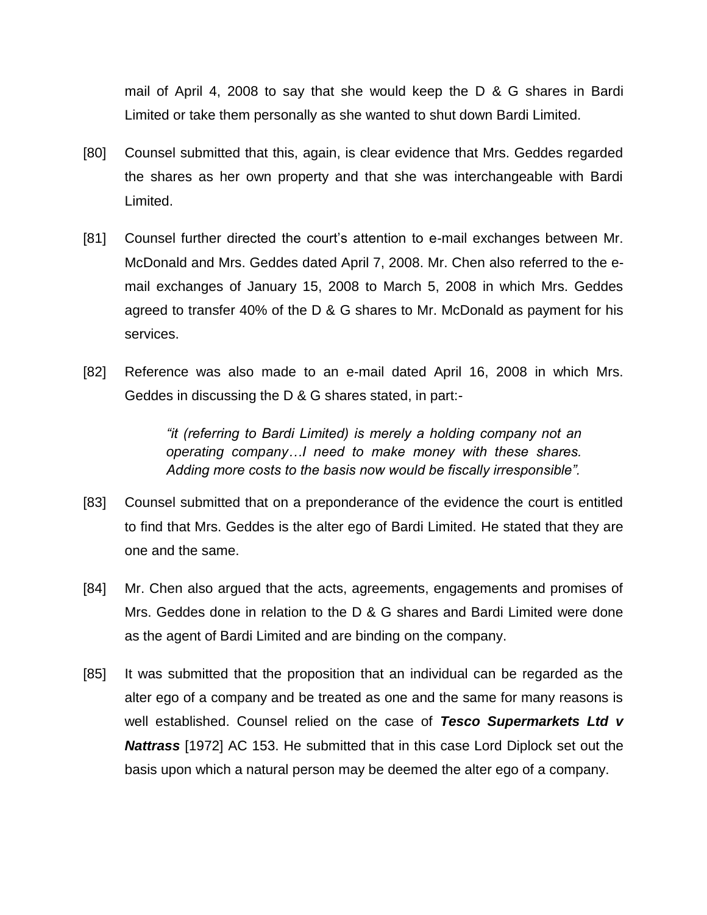mail of April 4, 2008 to say that she would keep the D & G shares in Bardi Limited or take them personally as she wanted to shut down Bardi Limited.

[80] Counsel submitted that this, again, is clear evidence that Mrs. Geddes regarded the shares as her own property and that she was interchangeable with Bardi Limited.

[81] Counsel further directed the court's attention to e-mail exchanges between Mr. McDonald and Mrs. Geddes dated April 7, 2008. Mr. Chen also referred to the e-mail exchanges of January 15, 2008 to March 5, 2008 in which Mrs. Geddes agreed to transfer 40% of the D & G shares to Mr. McDonald as payment for his services.

[82] Reference was also made to an e-mail dated April 16, 2008 in which Mrs. Geddes in discussing the D & G shares stated, in part:-

> *"it (referring to Bardi Limited) is merely a holding company not an operating company…I need to make money with these shares. Adding more costs to the basis now would be fiscally irresponsible".*

[83] Counsel submitted that on a preponderance of the evidence the court is entitled to find that Mrs. Geddes is the alter ego of Bardi Limited. He stated that they are one and the same.

[84] Mr. Chen also argued that the acts, agreements, engagements and promises of Mrs. Geddes done in relation to the D & G shares and Bardi Limited were done as the agent of Bardi Limited and are binding on the company.

[85] It was submitted that the proposition that an individual can be regarded as the alter ego of a company and be treated as one and the same for many reasons is well established. Counsel relied on the case of ***Tesco Supermarkets Ltd v Nattrass*** [1972] AC 153. He submitted that in this case Lord Diplock set out the basis upon which a natural person may be deemed the alter ego of a company.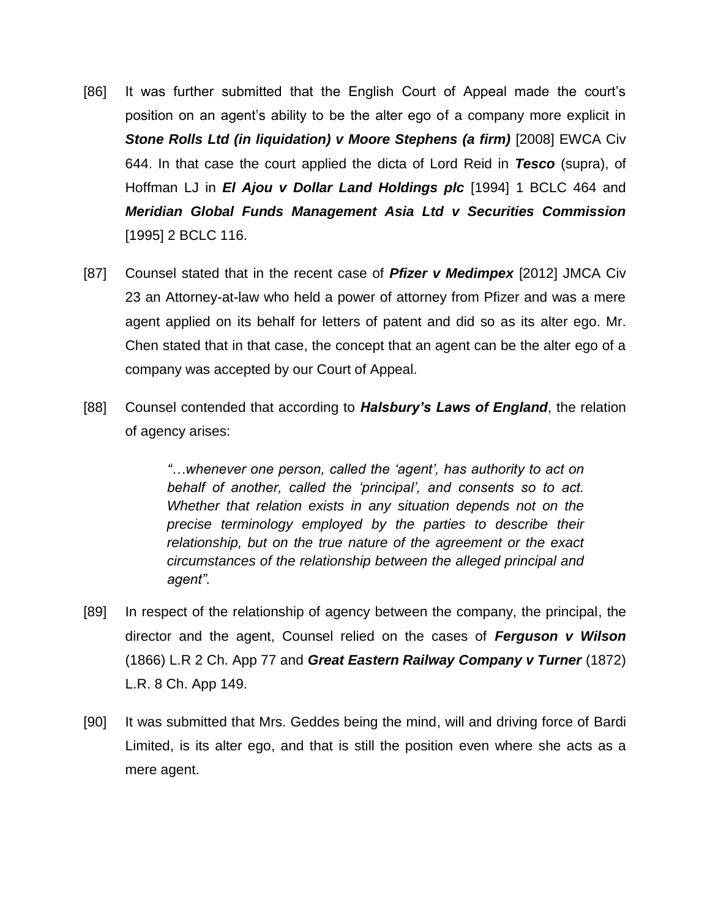[86] It was further submitted that the English Court of Appeal made the court's position on an agent's ability to be the alter ego of a company more explicit in ***Stone Rolls Ltd (in liquidation) v Moore Stephens (a firm)*** [2008] EWCA Civ 644. In that case the court applied the dicta of Lord Reid in ***Tesco*** (supra), of Hoffman LJ in ***El Ajou v Dollar Land Holdings plc*** [1994] 1 BCLC 464 and ***Meridian Global Funds Management Asia Ltd v Securities Commission*** [1995] 2 BCLC 116.

[87] Counsel stated that in the recent case of ***Pfizer v Medimpex*** [2012] JMCA Civ 23 an Attorney-at-law who held a power of attorney from Pfizer and was a mere agent applied on its behalf for letters of patent and did so as its alter ego. Mr. Chen stated that in that case, the concept that an agent can be the alter ego of a company was accepted by our Court of Appeal.

[88] Counsel contended that according to ***Halsbury's Laws of England***, the relation of agency arises:

> *"…whenever one person, called the 'agent', has authority to act on behalf of another, called the 'principal', and consents so to act. Whether that relation exists in any situation depends not on the precise terminology employed by the parties to describe their relationship, but on the true nature of the agreement or the exact circumstances of the relationship between the alleged principal and agent".*

[89] In respect of the relationship of agency between the company, the principal, the director and the agent, Counsel relied on the cases of ***Ferguson v Wilson*** (1866) L.R 2 Ch. App 77 and ***Great Eastern Railway Company v Turner*** (1872) L.R. 8 Ch. App 149.

[90] It was submitted that Mrs. Geddes being the mind, will and driving force of Bardi Limited, is its alter ego, and that is still the position even where she acts as a mere agent.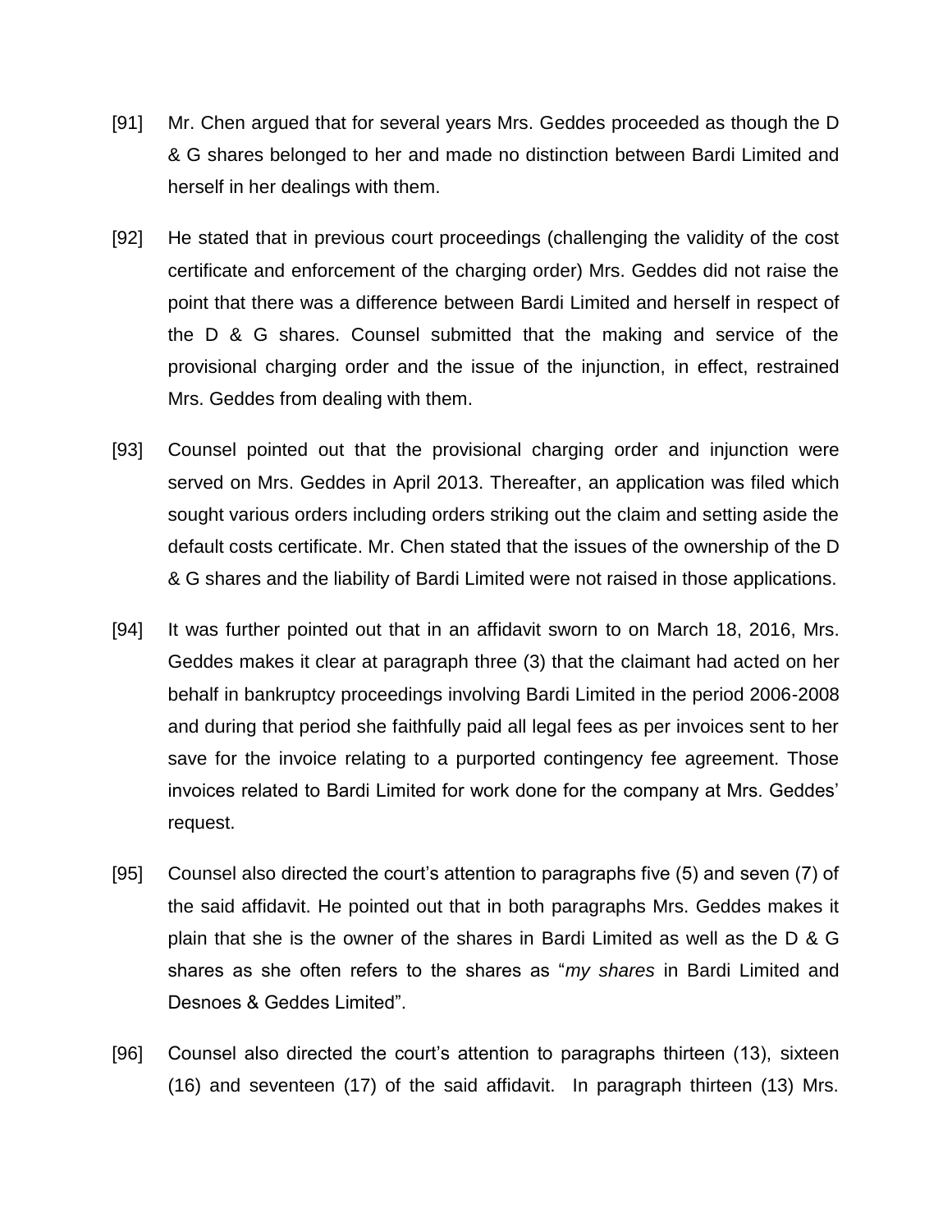[91] Mr. Chen argued that for several years Mrs. Geddes proceeded as though the D & G shares belonged to her and made no distinction between Bardi Limited and herself in her dealings with them.

[92] He stated that in previous court proceedings (challenging the validity of the cost certificate and enforcement of the charging order) Mrs. Geddes did not raise the point that there was a difference between Bardi Limited and herself in respect of the D & G shares. Counsel submitted that the making and service of the provisional charging order and the issue of the injunction, in effect, restrained Mrs. Geddes from dealing with them.

[93] Counsel pointed out that the provisional charging order and injunction were served on Mrs. Geddes in April 2013. Thereafter, an application was filed which sought various orders including orders striking out the claim and setting aside the default costs certificate. Mr. Chen stated that the issues of the ownership of the D & G shares and the liability of Bardi Limited were not raised in those applications.

[94] It was further pointed out that in an affidavit sworn to on March 18, 2016, Mrs. Geddes makes it clear at paragraph three (3) that the claimant had acted on her behalf in bankruptcy proceedings involving Bardi Limited in the period 2006-2008 and during that period she faithfully paid all legal fees as per invoices sent to her save for the invoice relating to a purported contingency fee agreement. Those invoices related to Bardi Limited for work done for the company at Mrs. Geddes' request.

[95] Counsel also directed the court's attention to paragraphs five (5) and seven (7) of the said affidavit. He pointed out that in both paragraphs Mrs. Geddes makes it plain that she is the owner of the shares in Bardi Limited as well as the D & G shares as she often refers to the shares as "*my shares* in Bardi Limited and Desnoes & Geddes Limited".

[96] Counsel also directed the court's attention to paragraphs thirteen (13), sixteen (16) and seventeen (17) of the said affidavit. In paragraph thirteen (13) Mrs.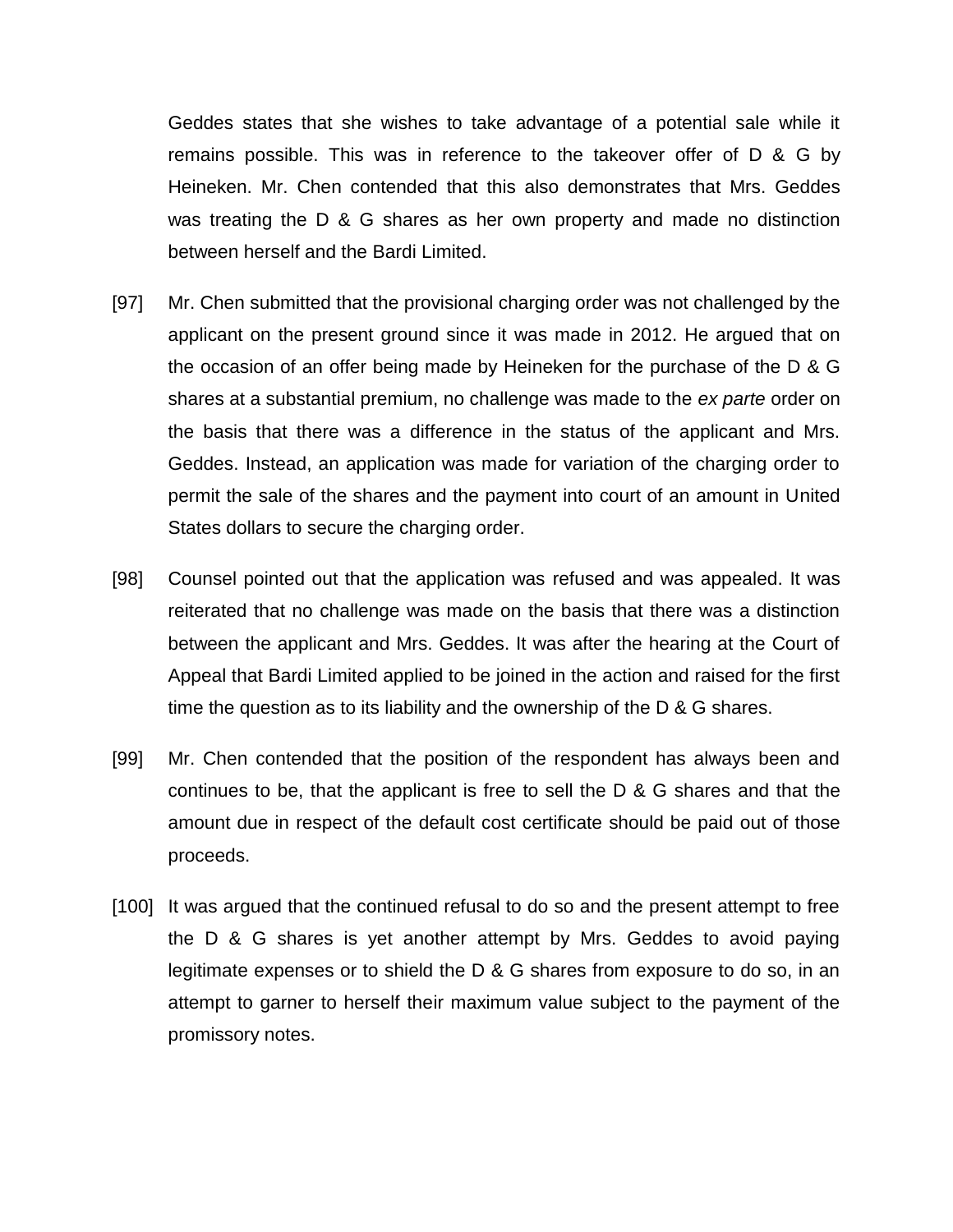Geddes states that she wishes to take advantage of a potential sale while it remains possible. This was in reference to the takeover offer of D & G by Heineken. Mr. Chen contended that this also demonstrates that Mrs. Geddes was treating the D & G shares as her own property and made no distinction between herself and the Bardi Limited.

[97] Mr. Chen submitted that the provisional charging order was not challenged by the applicant on the present ground since it was made in 2012. He argued that on the occasion of an offer being made by Heineken for the purchase of the D & G shares at a substantial premium, no challenge was made to the *ex parte* order on the basis that there was a difference in the status of the applicant and Mrs. Geddes. Instead, an application was made for variation of the charging order to permit the sale of the shares and the payment into court of an amount in United States dollars to secure the charging order.

[98] Counsel pointed out that the application was refused and was appealed. It was reiterated that no challenge was made on the basis that there was a distinction between the applicant and Mrs. Geddes. It was after the hearing at the Court of Appeal that Bardi Limited applied to be joined in the action and raised for the first time the question as to its liability and the ownership of the D & G shares.

[99] Mr. Chen contended that the position of the respondent has always been and continues to be, that the applicant is free to sell the D & G shares and that the amount due in respect of the default cost certificate should be paid out of those proceeds.

[100] It was argued that the continued refusal to do so and the present attempt to free the D & G shares is yet another attempt by Mrs. Geddes to avoid paying legitimate expenses or to shield the D & G shares from exposure to do so, in an attempt to garner to herself their maximum value subject to the payment of the promissory notes.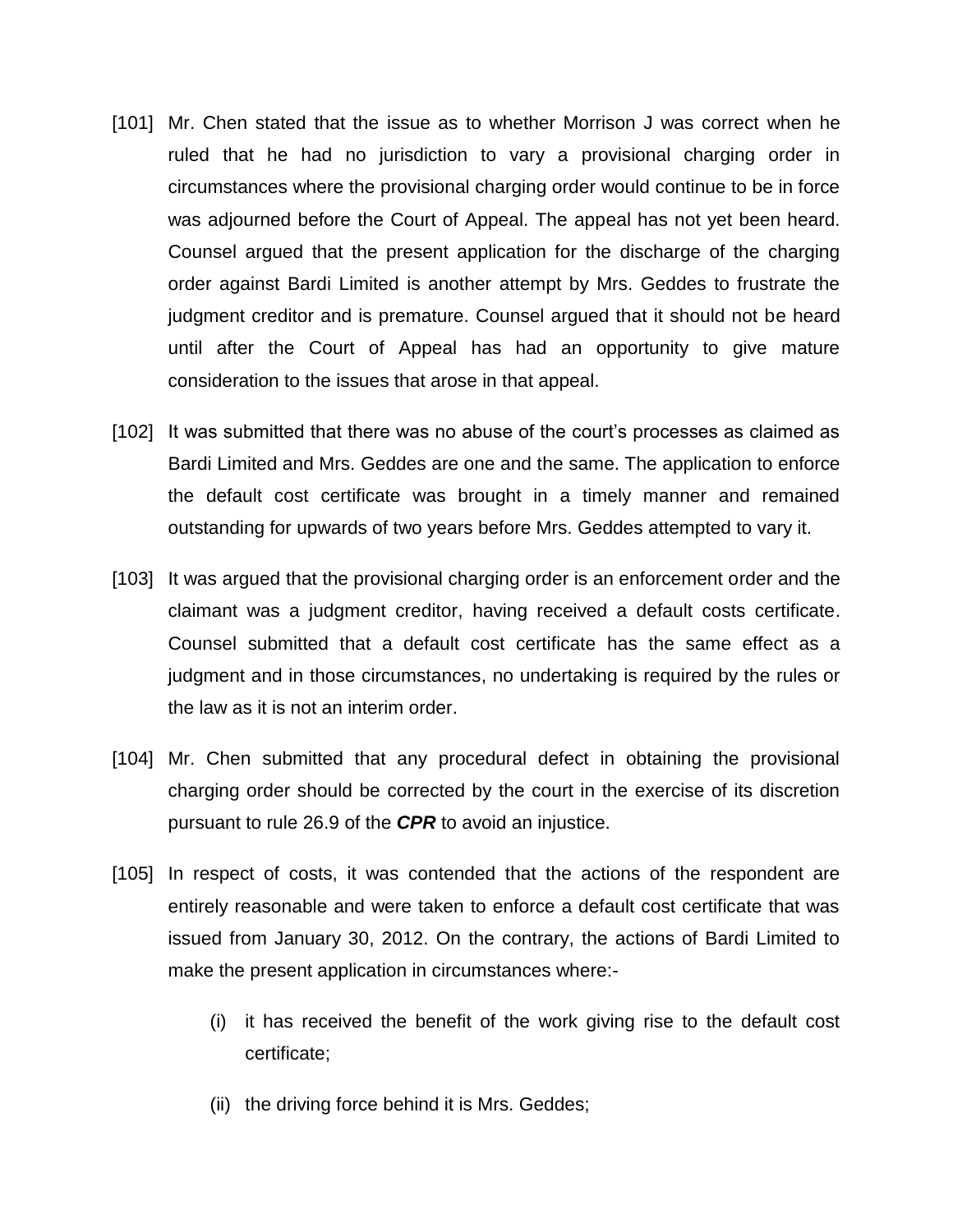[101] Mr. Chen stated that the issue as to whether Morrison J was correct when he ruled that he had no jurisdiction to vary a provisional charging order in circumstances where the provisional charging order would continue to be in force was adjourned before the Court of Appeal. The appeal has not yet been heard. Counsel argued that the present application for the discharge of the charging order against Bardi Limited is another attempt by Mrs. Geddes to frustrate the judgment creditor and is premature. Counsel argued that it should not be heard until after the Court of Appeal has had an opportunity to give mature consideration to the issues that arose in that appeal.

[102] It was submitted that there was no abuse of the court's processes as claimed as Bardi Limited and Mrs. Geddes are one and the same. The application to enforce the default cost certificate was brought in a timely manner and remained outstanding for upwards of two years before Mrs. Geddes attempted to vary it.

[103] It was argued that the provisional charging order is an enforcement order and the claimant was a judgment creditor, having received a default costs certificate. Counsel submitted that a default cost certificate has the same effect as a judgment and in those circumstances, no undertaking is required by the rules or the law as it is not an interim order.

[104] Mr. Chen submitted that any procedural defect in obtaining the provisional charging order should be corrected by the court in the exercise of its discretion pursuant to rule 26.9 of the ***CPR*** to avoid an injustice.

[105] In respect of costs, it was contended that the actions of the respondent are entirely reasonable and were taken to enforce a default cost certificate that was issued from January 30, 2012. On the contrary, the actions of Bardi Limited to make the present application in circumstances where:-

(i) it has received the benefit of the work giving rise to the default cost certificate;

(ii) the driving force behind it is Mrs. Geddes;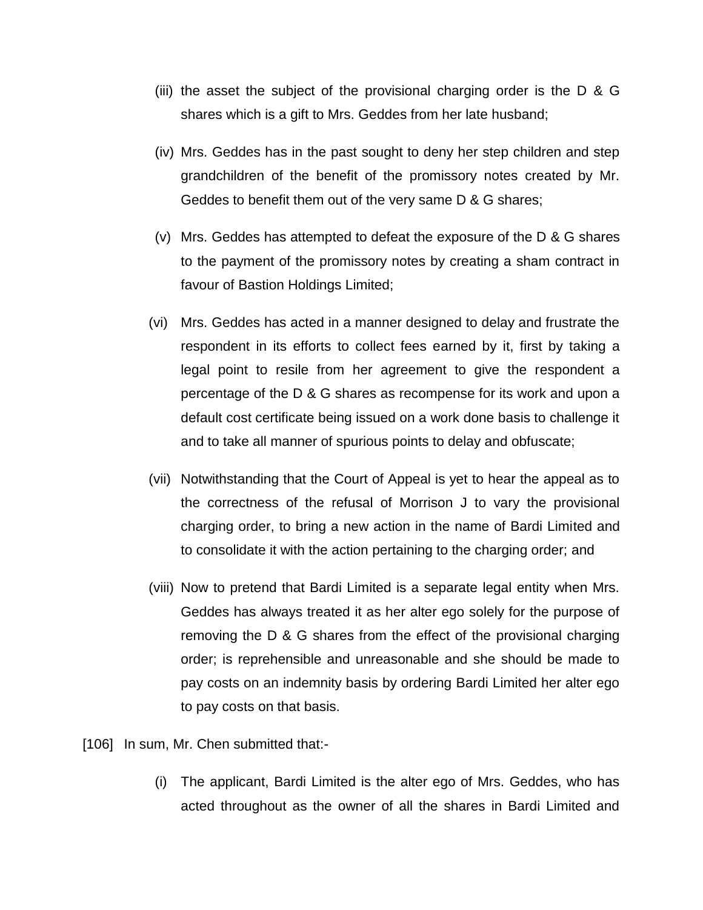(iii) the asset the subject of the provisional charging order is the D & G shares which is a gift to Mrs. Geddes from her late husband;

(iv) Mrs. Geddes has in the past sought to deny her step children and step grandchildren of the benefit of the promissory notes created by Mr. Geddes to benefit them out of the very same D & G shares;

(v) Mrs. Geddes has attempted to defeat the exposure of the D & G shares to the payment of the promissory notes by creating a sham contract in favour of Bastion Holdings Limited;

(vi) Mrs. Geddes has acted in a manner designed to delay and frustrate the respondent in its efforts to collect fees earned by it, first by taking a legal point to resile from her agreement to give the respondent a percentage of the D & G shares as recompense for its work and upon a default cost certificate being issued on a work done basis to challenge it and to take all manner of spurious points to delay and obfuscate;

(vii) Notwithstanding that the Court of Appeal is yet to hear the appeal as to the correctness of the refusal of Morrison J to vary the provisional charging order, to bring a new action in the name of Bardi Limited and to consolidate it with the action pertaining to the charging order; and

(viii) Now to pretend that Bardi Limited is a separate legal entity when Mrs. Geddes has always treated it as her alter ego solely for the purpose of removing the D & G shares from the effect of the provisional charging order; is reprehensible and unreasonable and she should be made to pay costs on an indemnity basis by ordering Bardi Limited her alter ego to pay costs on that basis.

[106] In sum, Mr. Chen submitted that:-

(i) The applicant, Bardi Limited is the alter ego of Mrs. Geddes, who has acted throughout as the owner of all the shares in Bardi Limited and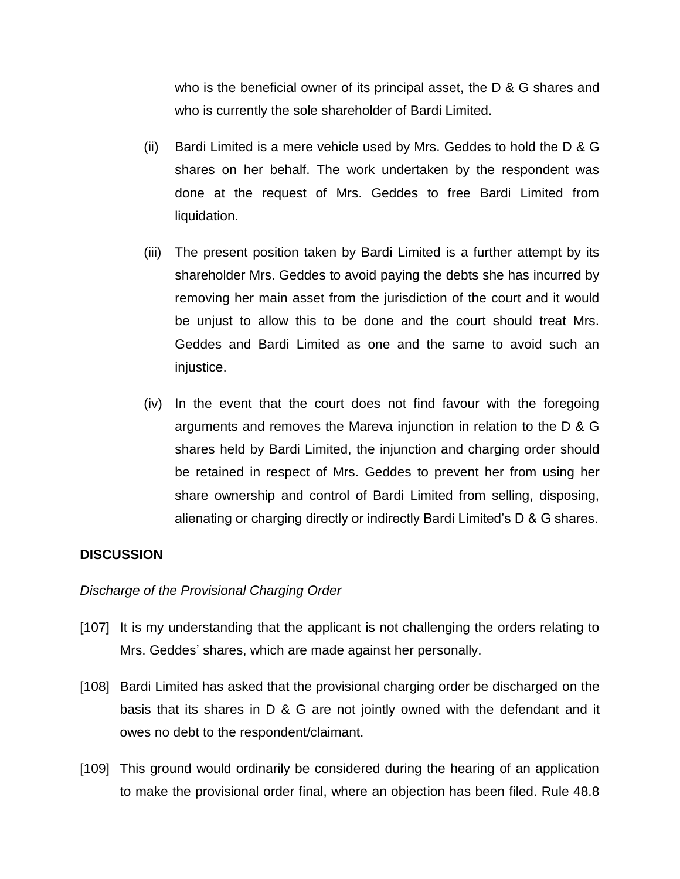who is the beneficial owner of its principal asset, the D & G shares and who is currently the sole shareholder of Bardi Limited.

(ii) Bardi Limited is a mere vehicle used by Mrs. Geddes to hold the D & G shares on her behalf. The work undertaken by the respondent was done at the request of Mrs. Geddes to free Bardi Limited from liquidation.

(iii) The present position taken by Bardi Limited is a further attempt by its shareholder Mrs. Geddes to avoid paying the debts she has incurred by removing her main asset from the jurisdiction of the court and it would be unjust to allow this to be done and the court should treat Mrs. Geddes and Bardi Limited as one and the same to avoid such an injustice.

(iv) In the event that the court does not find favour with the foregoing arguments and removes the Mareva injunction in relation to the D & G shares held by Bardi Limited, the injunction and charging order should be retained in respect of Mrs. Geddes to prevent her from using her share ownership and control of Bardi Limited from selling, disposing, alienating or charging directly or indirectly Bardi Limited's D & G shares.

**DISCUSSION**

*Discharge of the Provisional Charging Order*

[107] It is my understanding that the applicant is not challenging the orders relating to Mrs. Geddes' shares, which are made against her personally.

[108] Bardi Limited has asked that the provisional charging order be discharged on the basis that its shares in D & G are not jointly owned with the defendant and it owes no debt to the respondent/claimant.

[109] This ground would ordinarily be considered during the hearing of an application to make the provisional order final, where an objection has been filed. Rule 48.8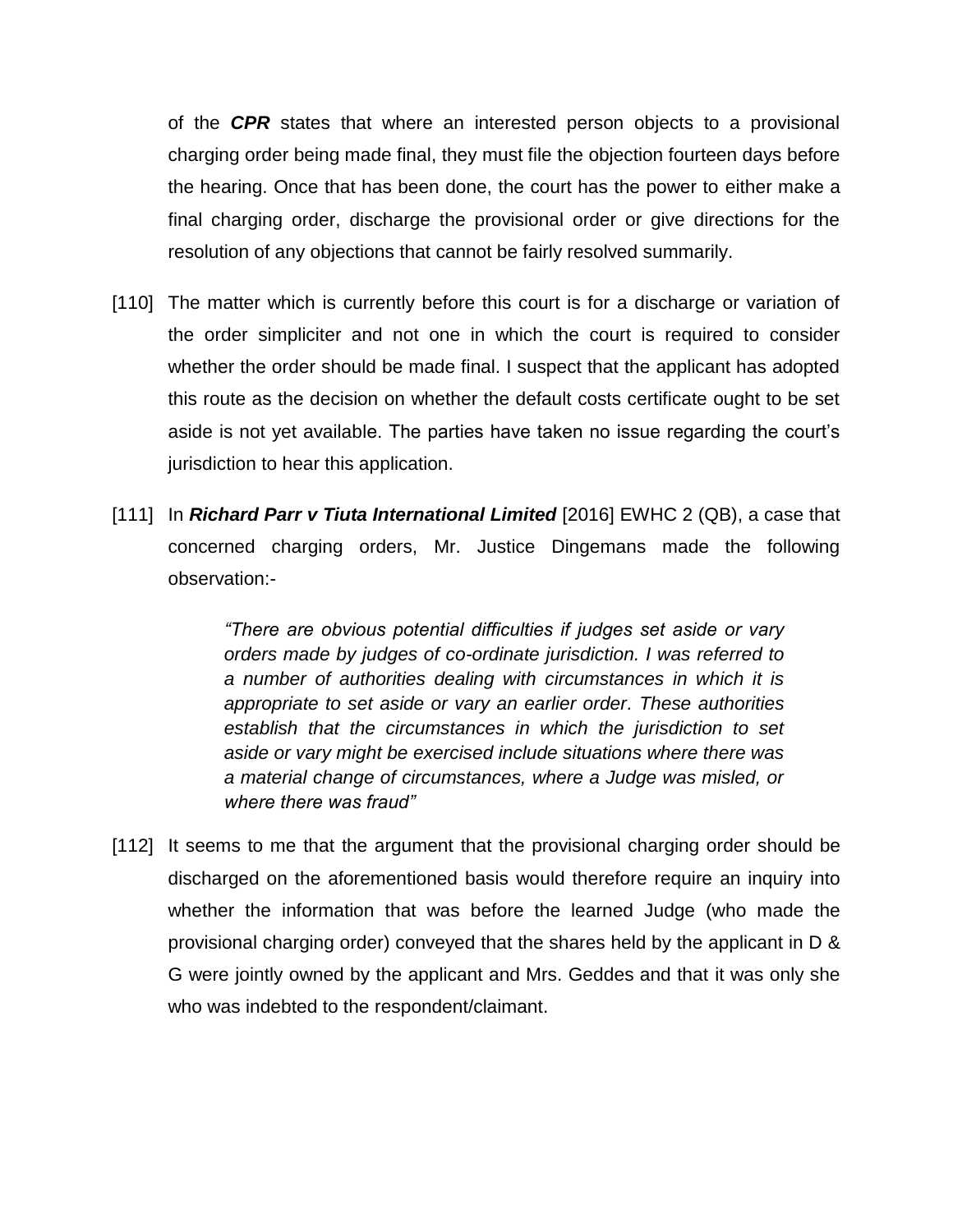of the ***CPR*** states that where an interested person objects to a provisional charging order being made final, they must file the objection fourteen days before the hearing. Once that has been done, the court has the power to either make a final charging order, discharge the provisional order or give directions for the resolution of any objections that cannot be fairly resolved summarily.

[110] The matter which is currently before this court is for a discharge or variation of the order simpliciter and not one in which the court is required to consider whether the order should be made final. I suspect that the applicant has adopted this route as the decision on whether the default costs certificate ought to be set aside is not yet available. The parties have taken no issue regarding the court's jurisdiction to hear this application.

[111] In ***Richard Parr v Tiuta International Limited*** [2016] EWHC 2 (QB), a case that concerned charging orders, Mr. Justice Dingemans made the following observation:-

> *"There are obvious potential difficulties if judges set aside or vary orders made by judges of co-ordinate jurisdiction. I was referred to a number of authorities dealing with circumstances in which it is appropriate to set aside or vary an earlier order. These authorities establish that the circumstances in which the jurisdiction to set aside or vary might be exercised include situations where there was a material change of circumstances, where a Judge was misled, or where there was fraud"*

[112] It seems to me that the argument that the provisional charging order should be discharged on the aforementioned basis would therefore require an inquiry into whether the information that was before the learned Judge (who made the provisional charging order) conveyed that the shares held by the applicant in D & G were jointly owned by the applicant and Mrs. Geddes and that it was only she who was indebted to the respondent/claimant.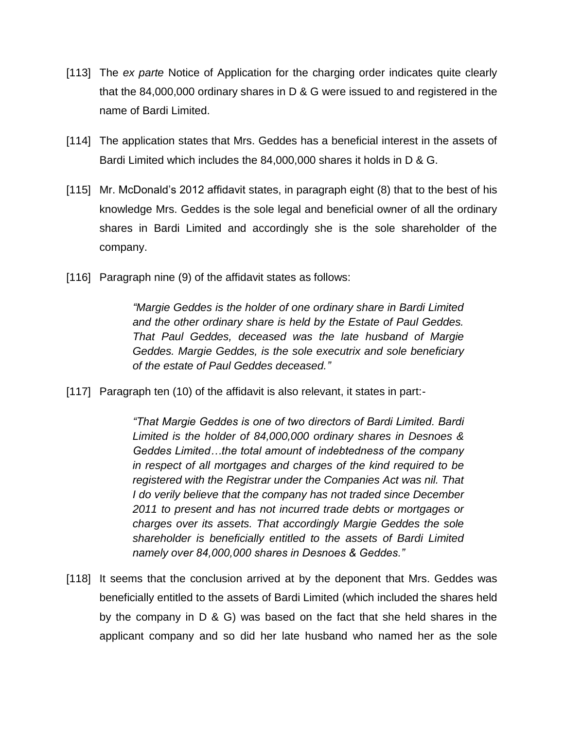[113] The *ex parte* Notice of Application for the charging order indicates quite clearly that the 84,000,000 ordinary shares in D & G were issued to and registered in the name of Bardi Limited.

[114] The application states that Mrs. Geddes has a beneficial interest in the assets of Bardi Limited which includes the 84,000,000 shares it holds in D & G.

[115] Mr. McDonald's 2012 affidavit states, in paragraph eight (8) that to the best of his knowledge Mrs. Geddes is the sole legal and beneficial owner of all the ordinary shares in Bardi Limited and accordingly she is the sole shareholder of the company.

[116] Paragraph nine (9) of the affidavit states as follows:

> *"Margie Geddes is the holder of one ordinary share in Bardi Limited and the other ordinary share is held by the Estate of Paul Geddes. That Paul Geddes, deceased was the late husband of Margie Geddes. Margie Geddes, is the sole executrix and sole beneficiary of the estate of Paul Geddes deceased."*

[117] Paragraph ten (10) of the affidavit is also relevant, it states in part:-

> *"That Margie Geddes is one of two directors of Bardi Limited. Bardi Limited is the holder of 84,000,000 ordinary shares in Desnoes & Geddes Limited…the total amount of indebtedness of the company in respect of all mortgages and charges of the kind required to be registered with the Registrar under the Companies Act was nil. That I do verily believe that the company has not traded since December 2011 to present and has not incurred trade debts or mortgages or charges over its assets. That accordingly Margie Geddes the sole shareholder is beneficially entitled to the assets of Bardi Limited namely over 84,000,000 shares in Desnoes & Geddes."*

[118] It seems that the conclusion arrived at by the deponent that Mrs. Geddes was beneficially entitled to the assets of Bardi Limited (which included the shares held by the company in D & G) was based on the fact that she held shares in the applicant company and so did her late husband who named her as the sole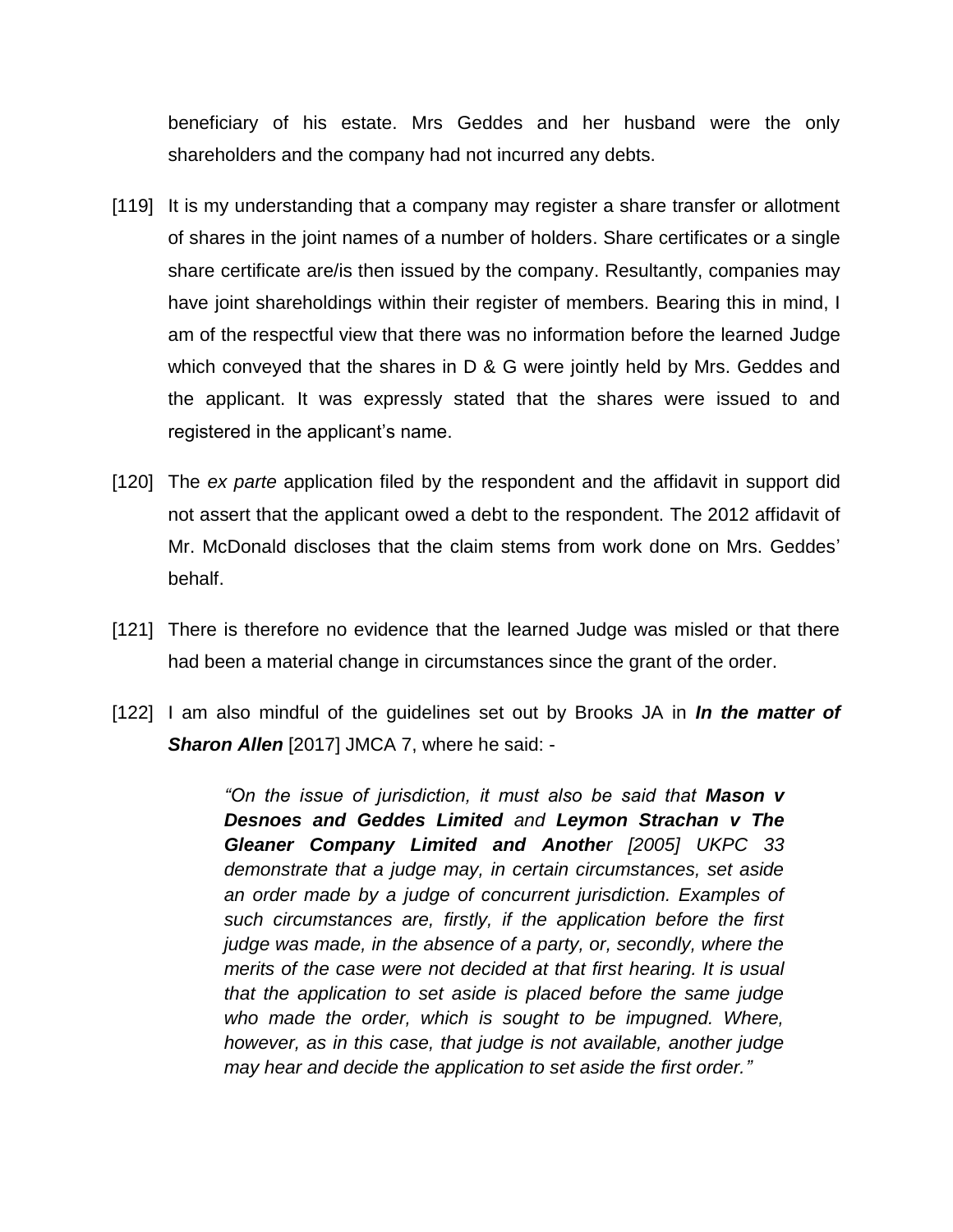beneficiary of his estate. Mrs Geddes and her husband were the only shareholders and the company had not incurred any debts.

[119] It is my understanding that a company may register a share transfer or allotment of shares in the joint names of a number of holders. Share certificates or a single share certificate are/is then issued by the company. Resultantly, companies may have joint shareholdings within their register of members. Bearing this in mind, I am of the respectful view that there was no information before the learned Judge which conveyed that the shares in D & G were jointly held by Mrs. Geddes and the applicant. It was expressly stated that the shares were issued to and registered in the applicant's name.

[120] The *ex parte* application filed by the respondent and the affidavit in support did not assert that the applicant owed a debt to the respondent. The 2012 affidavit of Mr. McDonald discloses that the claim stems from work done on Mrs. Geddes' behalf.

[121] There is therefore no evidence that the learned Judge was misled or that there had been a material change in circumstances since the grant of the order.

[122] I am also mindful of the guidelines set out by Brooks JA in ***In the matter of Sharon Allen*** [2017] JMCA 7, where he said: -

> *"On the issue of jurisdiction, it must also be said that **Mason v Desnoes and Geddes Limited** and **Leymon Strachan v The Gleaner Company Limited and Anothe**r [2005] UKPC 33 demonstrate that a judge may, in certain circumstances, set aside an order made by a judge of concurrent jurisdiction. Examples of such circumstances are, firstly, if the application before the first judge was made, in the absence of a party, or, secondly, where the merits of the case were not decided at that first hearing. It is usual that the application to set aside is placed before the same judge who made the order, which is sought to be impugned. Where, however, as in this case, that judge is not available, another judge may hear and decide the application to set aside the first order."*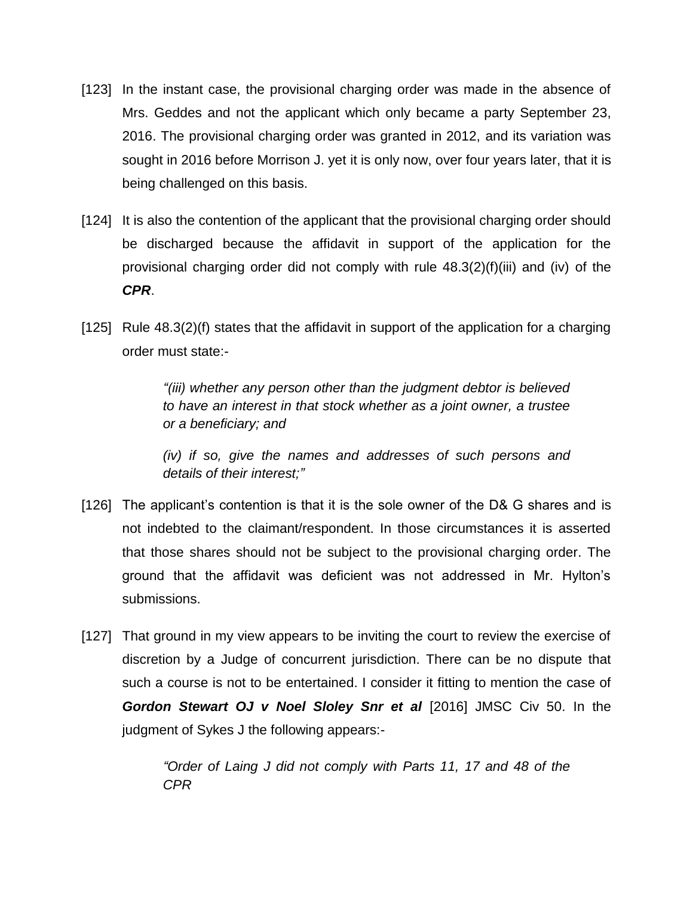[123] In the instant case, the provisional charging order was made in the absence of Mrs. Geddes and not the applicant which only became a party September 23, 2016. The provisional charging order was granted in 2012, and its variation was sought in 2016 before Morrison J. yet it is only now, over four years later, that it is being challenged on this basis.

[124] It is also the contention of the applicant that the provisional charging order should be discharged because the affidavit in support of the application for the provisional charging order did not comply with rule 48.3(2)(f)(iii) and (iv) of the ***CPR***.

[125] Rule 48.3(2)(f) states that the affidavit in support of the application for a charging order must state:-

> *"(iii) whether any person other than the judgment debtor is believed to have an interest in that stock whether as a joint owner, a trustee or a beneficiary; and*
>
> *(iv) if so, give the names and addresses of such persons and details of their interest;"*

[126] The applicant's contention is that it is the sole owner of the D& G shares and is not indebted to the claimant/respondent. In those circumstances it is asserted that those shares should not be subject to the provisional charging order. The ground that the affidavit was deficient was not addressed in Mr. Hylton's submissions.

[127] That ground in my view appears to be inviting the court to review the exercise of discretion by a Judge of concurrent jurisdiction. There can be no dispute that such a course is not to be entertained. I consider it fitting to mention the case of ***Gordon Stewart OJ v Noel Sloley Snr et al*** [2016] JMSC Civ 50. In the judgment of Sykes J the following appears:-

> *"Order of Laing J did not comply with Parts 11, 17 and 48 of the CPR*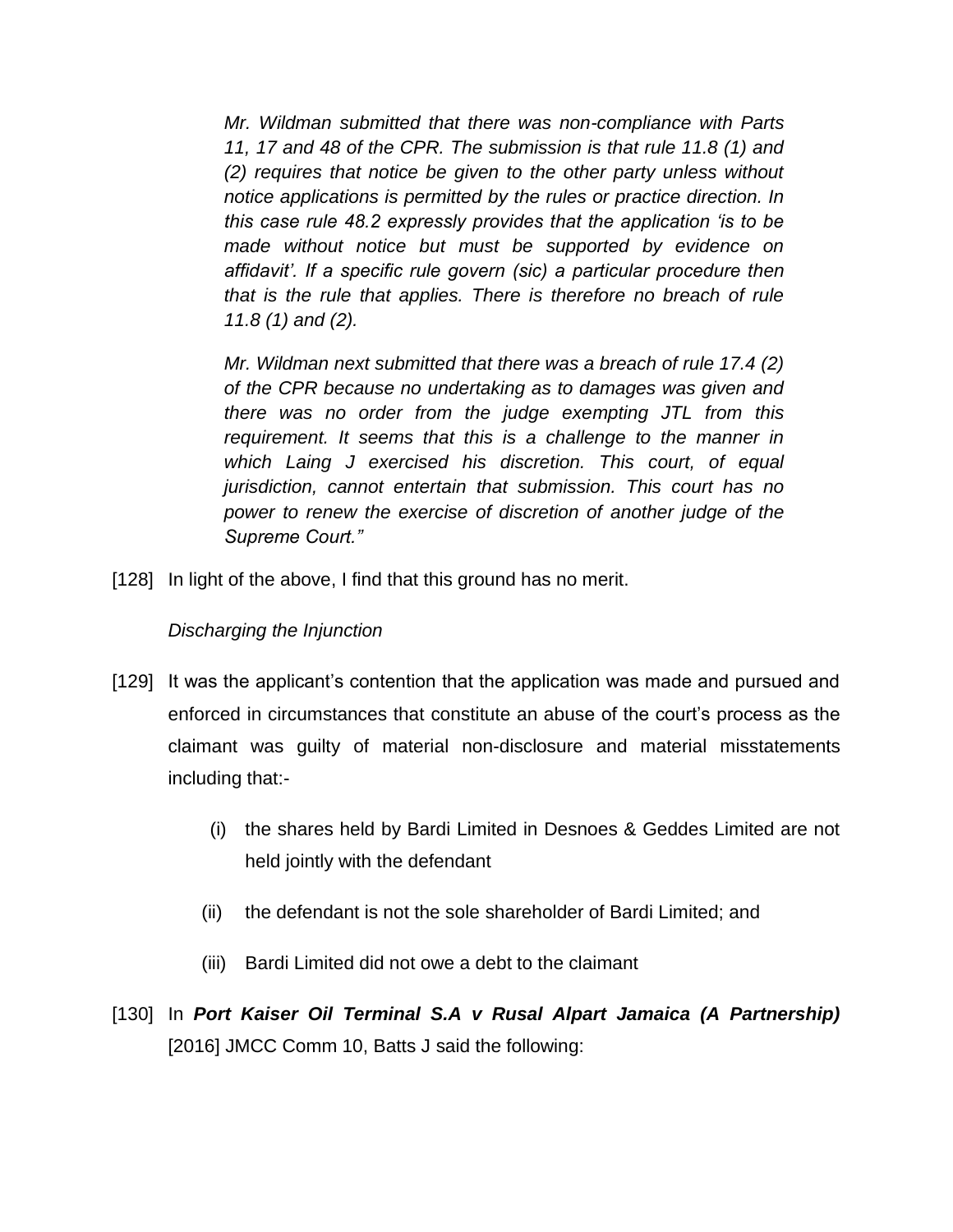*Mr. Wildman submitted that there was non-compliance with Parts 11, 17 and 48 of the CPR. The submission is that rule 11.8 (1) and (2) requires that notice be given to the other party unless without notice applications is permitted by the rules or practice direction. In this case rule 48.2 expressly provides that the application 'is to be made without notice but must be supported by evidence on affidavit'. If a specific rule govern (sic) a particular procedure then that is the rule that applies. There is therefore no breach of rule 11.8 (1) and (2).*

*Mr. Wildman next submitted that there was a breach of rule 17.4 (2) of the CPR because no undertaking as to damages was given and there was no order from the judge exempting JTL from this requirement. It seems that this is a challenge to the manner in which Laing J exercised his discretion. This court, of equal jurisdiction, cannot entertain that submission. This court has no power to renew the exercise of discretion of another judge of the Supreme Court."*

[128] In light of the above, I find that this ground has no merit.

*Discharging the Injunction*

[129] It was the applicant's contention that the application was made and pursued and enforced in circumstances that constitute an abuse of the court's process as the claimant was guilty of material non-disclosure and material misstatements including that:-

(i) the shares held by Bardi Limited in Desnoes & Geddes Limited are not held jointly with the defendant

(ii) the defendant is not the sole shareholder of Bardi Limited; and

(iii) Bardi Limited did not owe a debt to the claimant

[130] In ***Port Kaiser Oil Terminal S.A v Rusal Alpart Jamaica (A Partnership)*** [2016] JMCC Comm 10, Batts J said the following: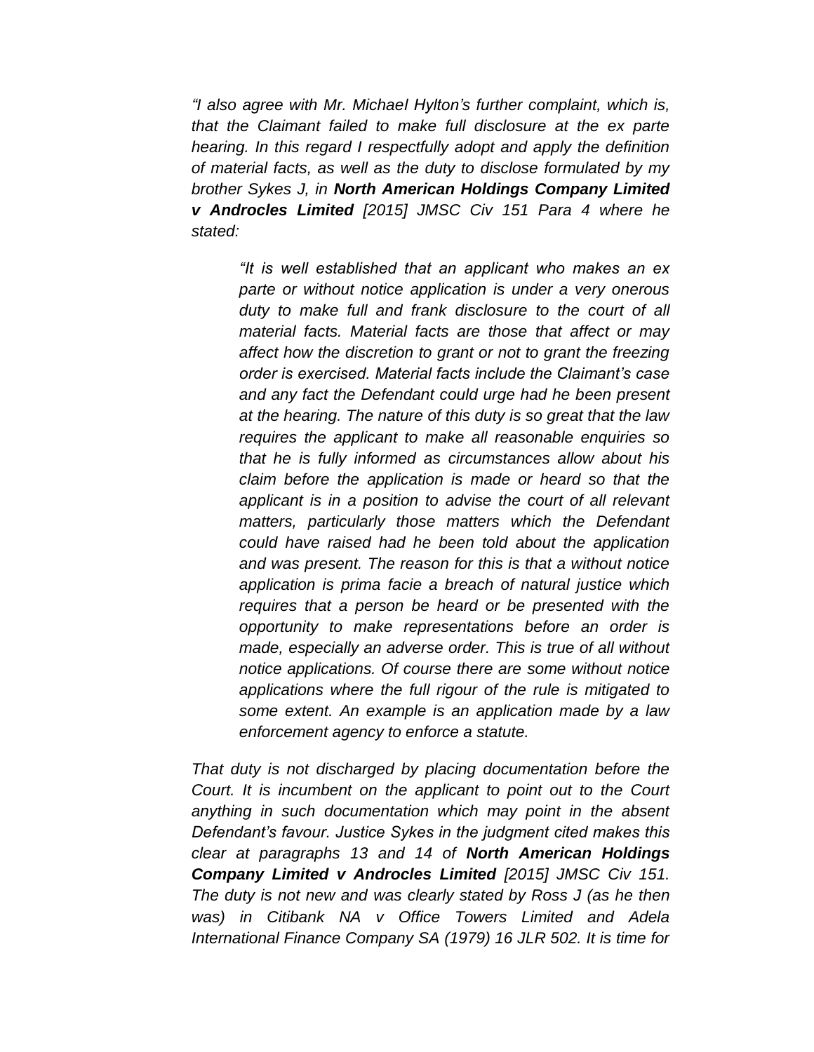*"I also agree with Mr. Michael Hylton's further complaint, which is, that the Claimant failed to make full disclosure at the ex parte hearing. In this regard I respectfully adopt and apply the definition of material facts, as well as the duty to disclose formulated by my brother Sykes J, in **North American Holdings Company Limited v Androcles Limited** [2015] JMSC Civ 151 Para 4 where he stated:*

> *"It is well established that an applicant who makes an ex parte or without notice application is under a very onerous duty to make full and frank disclosure to the court of all material facts. Material facts are those that affect or may affect how the discretion to grant or not to grant the freezing order is exercised. Material facts include the Claimant's case and any fact the Defendant could urge had he been present at the hearing. The nature of this duty is so great that the law requires the applicant to make all reasonable enquiries so that he is fully informed as circumstances allow about his claim before the application is made or heard so that the applicant is in a position to advise the court of all relevant matters, particularly those matters which the Defendant could have raised had he been told about the application and was present. The reason for this is that a without notice application is prima facie a breach of natural justice which requires that a person be heard or be presented with the opportunity to make representations before an order is made, especially an adverse order. This is true of all without notice applications. Of course there are some without notice applications where the full rigour of the rule is mitigated to some extent. An example is an application made by a law enforcement agency to enforce a statute.*

*That duty is not discharged by placing documentation before the Court. It is incumbent on the applicant to point out to the Court anything in such documentation which may point in the absent Defendant's favour. Justice Sykes in the judgment cited makes this clear at paragraphs 13 and 14 of **North American Holdings Company Limited v Androcles Limited** [2015] JMSC Civ 151. The duty is not new and was clearly stated by Ross J (as he then was) in Citibank NA v Office Towers Limited and Adela International Finance Company SA (1979) 16 JLR 502. It is time for*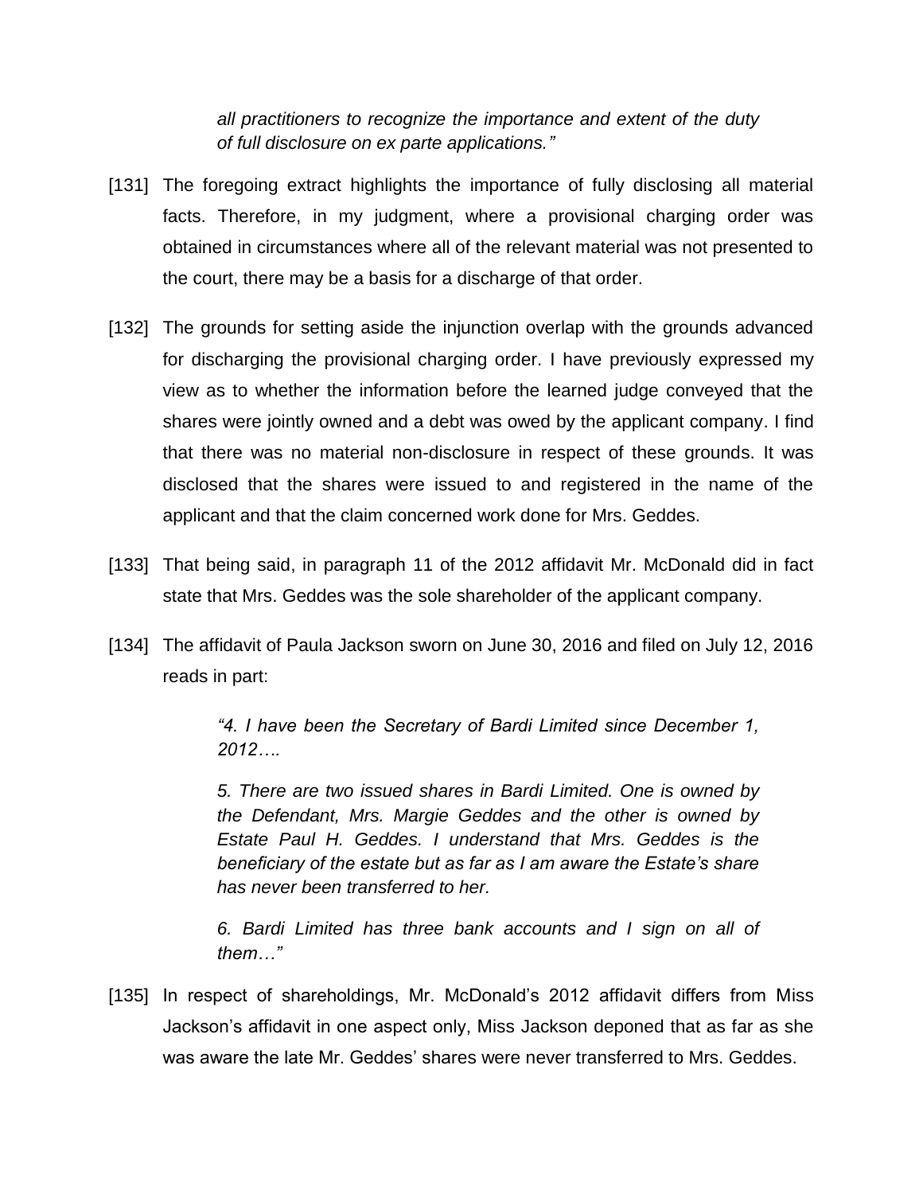*all practitioners to recognize the importance and extent of the duty of full disclosure on ex parte applications."*

[131] The foregoing extract highlights the importance of fully disclosing all material facts. Therefore, in my judgment, where a provisional charging order was obtained in circumstances where all of the relevant material was not presented to the court, there may be a basis for a discharge of that order.

[132] The grounds for setting aside the injunction overlap with the grounds advanced for discharging the provisional charging order. I have previously expressed my view as to whether the information before the learned judge conveyed that the shares were jointly owned and a debt was owed by the applicant company. I find that there was no material non-disclosure in respect of these grounds. It was disclosed that the shares were issued to and registered in the name of the applicant and that the claim concerned work done for Mrs. Geddes.

[133] That being said, in paragraph 11 of the 2012 affidavit Mr. McDonald did in fact state that Mrs. Geddes was the sole shareholder of the applicant company.

[134] The affidavit of Paula Jackson sworn on June 30, 2016 and filed on July 12, 2016 reads in part:

> *"4. I have been the Secretary of Bardi Limited since December 1, 2012….*
>
> *5. There are two issued shares in Bardi Limited. One is owned by the Defendant, Mrs. Margie Geddes and the other is owned by Estate Paul H. Geddes. I understand that Mrs. Geddes is the beneficiary of the estate but as far as I am aware the Estate's share has never been transferred to her.*
>
> *6. Bardi Limited has three bank accounts and I sign on all of them…"*

[135] In respect of shareholdings, Mr. McDonald's 2012 affidavit differs from Miss Jackson's affidavit in one aspect only, Miss Jackson deponed that as far as she was aware the late Mr. Geddes' shares were never transferred to Mrs. Geddes.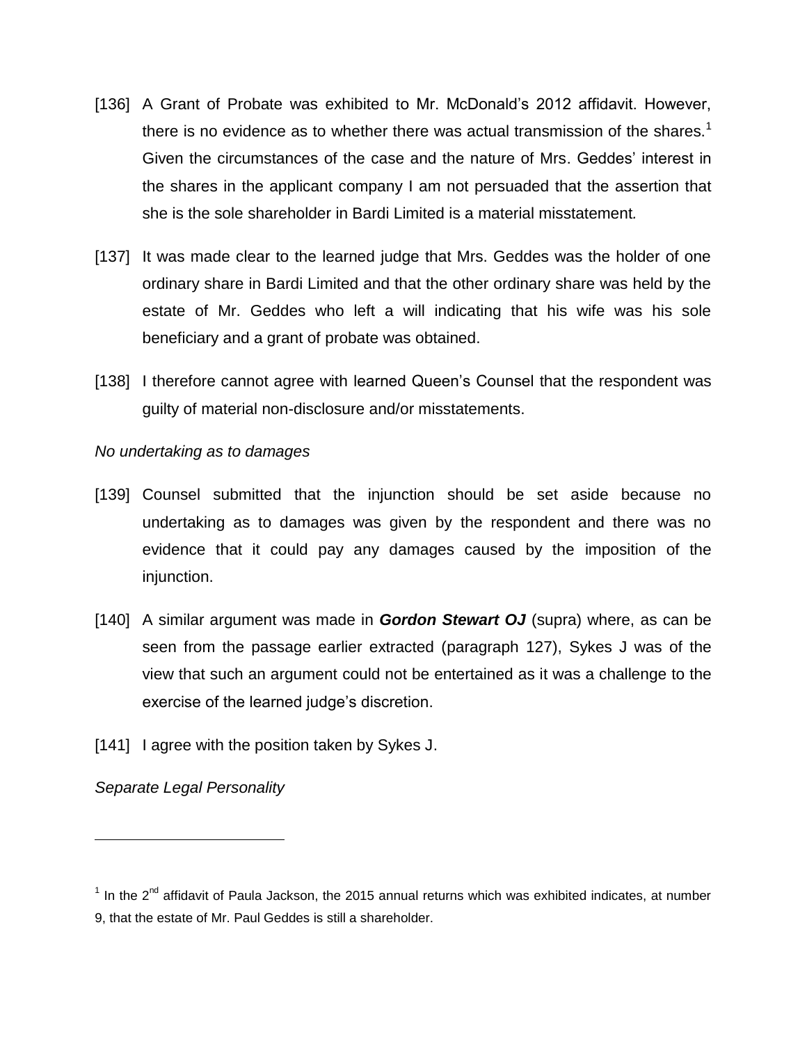[136] A Grant of Probate was exhibited to Mr. McDonald's 2012 affidavit. However, there is no evidence as to whether there was actual transmission of the shares.[1] Given the circumstances of the case and the nature of Mrs. Geddes' interest in the shares in the applicant company I am not persuaded that the assertion that she is the sole shareholder in Bardi Limited is a material misstatement*.*

[137] It was made clear to the learned judge that Mrs. Geddes was the holder of one ordinary share in Bardi Limited and that the other ordinary share was held by the estate of Mr. Geddes who left a will indicating that his wife was his sole beneficiary and a grant of probate was obtained.

[138] I therefore cannot agree with learned Queen's Counsel that the respondent was guilty of material non-disclosure and/or misstatements.

*No undertaking as to damages*

[139] Counsel submitted that the injunction should be set aside because no undertaking as to damages was given by the respondent and there was no evidence that it could pay any damages caused by the imposition of the injunction.

[140] A similar argument was made in ***Gordon Stewart OJ*** (supra) where, as can be seen from the passage earlier extracted (paragraph 127), Sykes J was of the view that such an argument could not be entertained as it was a challenge to the exercise of the learned judge's discretion.

[141] I agree with the position taken by Sykes J.

*Separate Legal Personality*

---

[1] In the 2nd affidavit of Paula Jackson, the 2015 annual returns which was exhibited indicates, at number 9, that the estate of Mr. Paul Geddes is still a shareholder.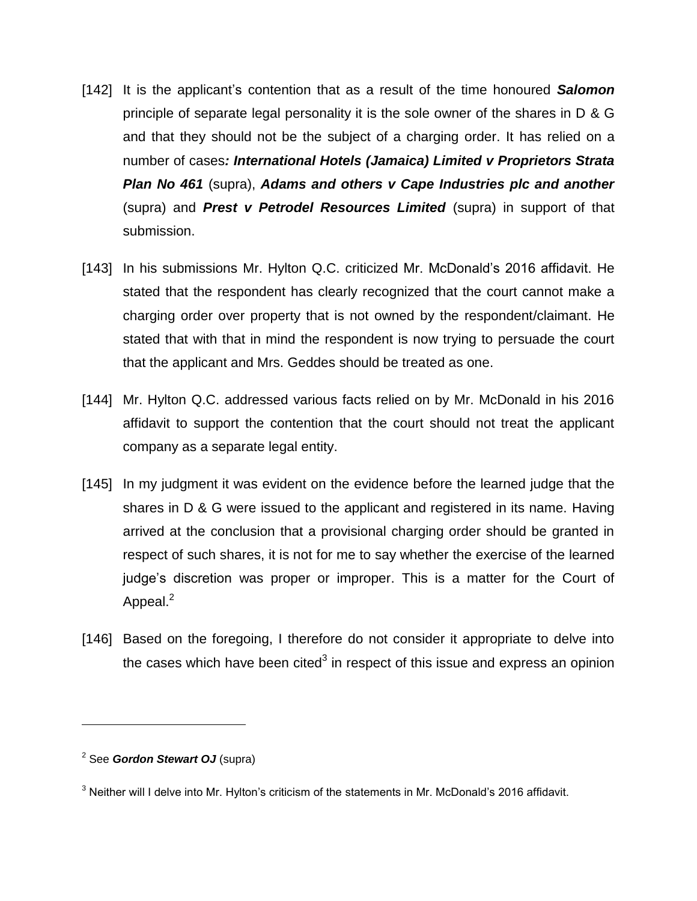[142] It is the applicant's contention that as a result of the time honoured ***Salomon*** principle of separate legal personality it is the sole owner of the shares in D & G and that they should not be the subject of a charging order. It has relied on a number of cases***: International Hotels (Jamaica) Limited v Proprietors Strata Plan No 461*** (supra), ***Adams and others v Cape Industries plc and another*** (supra) and ***Prest v Petrodel Resources Limited*** (supra) in support of that submission.

[143] In his submissions Mr. Hylton Q.C. criticized Mr. McDonald's 2016 affidavit. He stated that the respondent has clearly recognized that the court cannot make a charging order over property that is not owned by the respondent/claimant. He stated that with that in mind the respondent is now trying to persuade the court that the applicant and Mrs. Geddes should be treated as one.

[144] Mr. Hylton Q.C. addressed various facts relied on by Mr. McDonald in his 2016 affidavit to support the contention that the court should not treat the applicant company as a separate legal entity.

[145] In my judgment it was evident on the evidence before the learned judge that the shares in D & G were issued to the applicant and registered in its name. Having arrived at the conclusion that a provisional charging order should be granted in respect of such shares, it is not for me to say whether the exercise of the learned judge's discretion was proper or improper. This is a matter for the Court of Appeal.[2]

[146] Based on the foregoing, I therefore do not consider it appropriate to delve into the cases which have been cited[3] in respect of this issue and express an opinion

---

[2] See ***Gordon Stewart OJ*** (supra)

[3] Neither will I delve into Mr. Hylton's criticism of the statements in Mr. McDonald's 2016 affidavit.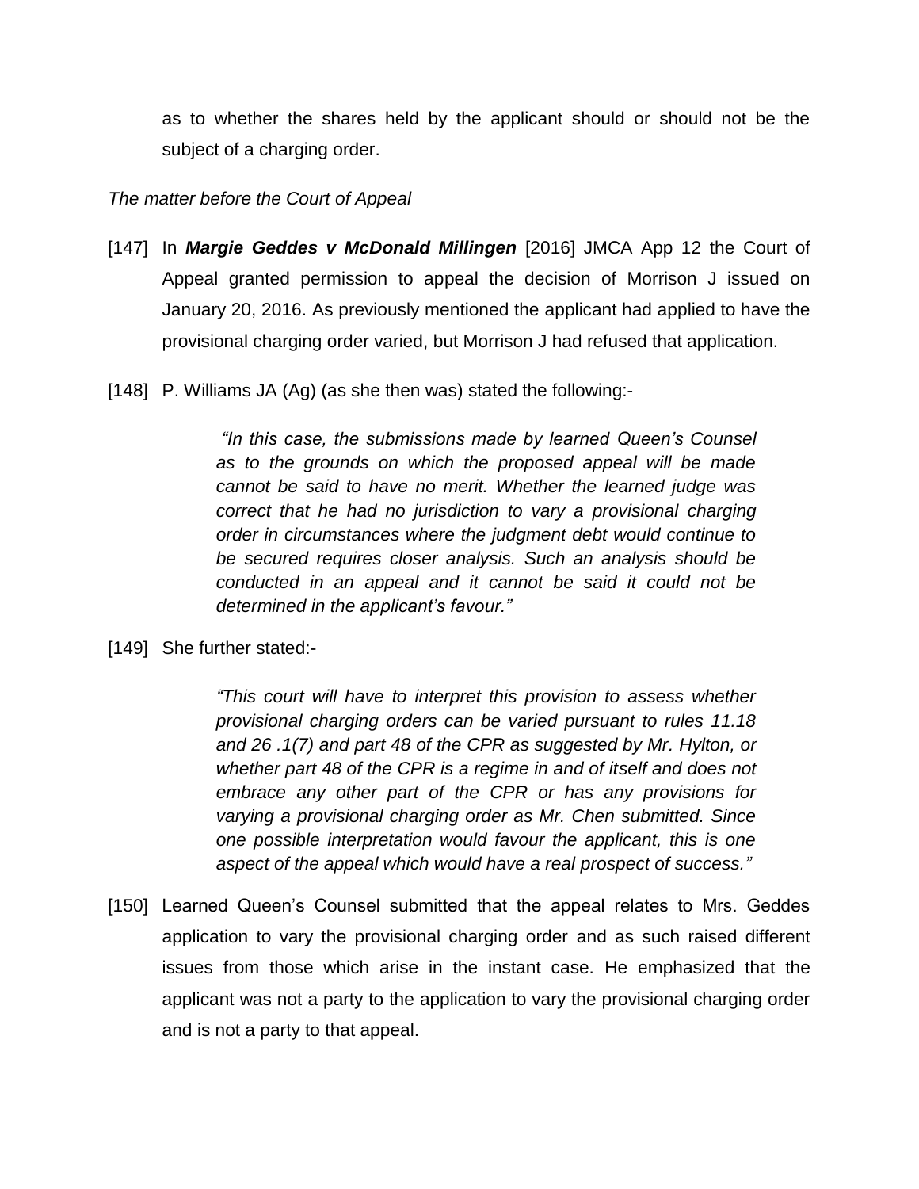as to whether the shares held by the applicant should or should not be the subject of a charging order.

*The matter before the Court of Appeal*

[147] In ***Margie Geddes v McDonald Millingen*** [2016] JMCA App 12 the Court of Appeal granted permission to appeal the decision of Morrison J issued on January 20, 2016. As previously mentioned the applicant had applied to have the provisional charging order varied, but Morrison J had refused that application.

[148] P. Williams JA (Ag) (as she then was) stated the following:-

> *"In this case, the submissions made by learned Queen's Counsel as to the grounds on which the proposed appeal will be made cannot be said to have no merit. Whether the learned judge was correct that he had no jurisdiction to vary a provisional charging order in circumstances where the judgment debt would continue to be secured requires closer analysis. Such an analysis should be conducted in an appeal and it cannot be said it could not be determined in the applicant's favour."*

[149] She further stated:-

> *"This court will have to interpret this provision to assess whether provisional charging orders can be varied pursuant to rules 11.18 and 26 .1(7) and part 48 of the CPR as suggested by Mr. Hylton, or whether part 48 of the CPR is a regime in and of itself and does not embrace any other part of the CPR or has any provisions for varying a provisional charging order as Mr. Chen submitted. Since one possible interpretation would favour the applicant, this is one aspect of the appeal which would have a real prospect of success."*

[150] Learned Queen's Counsel submitted that the appeal relates to Mrs. Geddes application to vary the provisional charging order and as such raised different issues from those which arise in the instant case. He emphasized that the applicant was not a party to the application to vary the provisional charging order and is not a party to that appeal.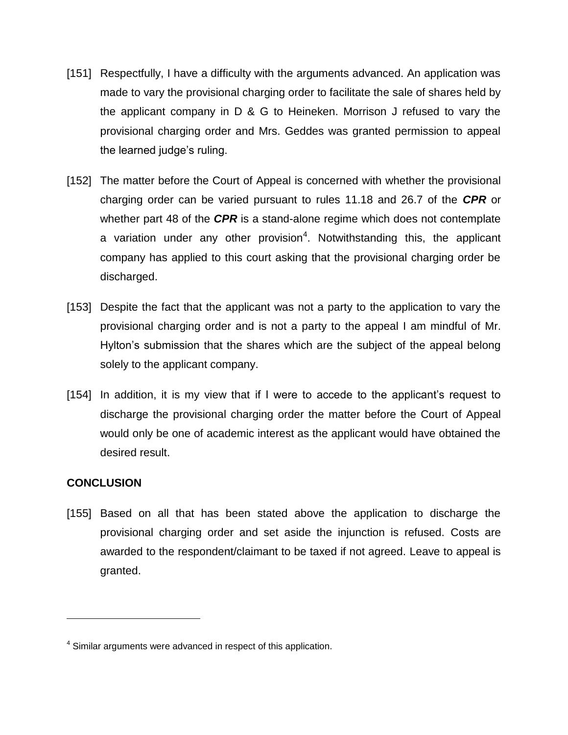[151] Respectfully, I have a difficulty with the arguments advanced. An application was made to vary the provisional charging order to facilitate the sale of shares held by the applicant company in D & G to Heineken. Morrison J refused to vary the provisional charging order and Mrs. Geddes was granted permission to appeal the learned judge's ruling.

[152] The matter before the Court of Appeal is concerned with whether the provisional charging order can be varied pursuant to rules 11.18 and 26.7 of the ***CPR*** or whether part 48 of the ***CPR*** is a stand-alone regime which does not contemplate a variation under any other provision[4]. Notwithstanding this, the applicant company has applied to this court asking that the provisional charging order be discharged.

[153] Despite the fact that the applicant was not a party to the application to vary the provisional charging order and is not a party to the appeal I am mindful of Mr. Hylton's submission that the shares which are the subject of the appeal belong solely to the applicant company.

[154] In addition, it is my view that if I were to accede to the applicant's request to discharge the provisional charging order the matter before the Court of Appeal would only be one of academic interest as the applicant would have obtained the desired result.

**CONCLUSION**

[155] Based on all that has been stated above the application to discharge the provisional charging order and set aside the injunction is refused. Costs are awarded to the respondent/claimant to be taxed if not agreed. Leave to appeal is granted.

---

[4] Similar arguments were advanced in respect of this application.